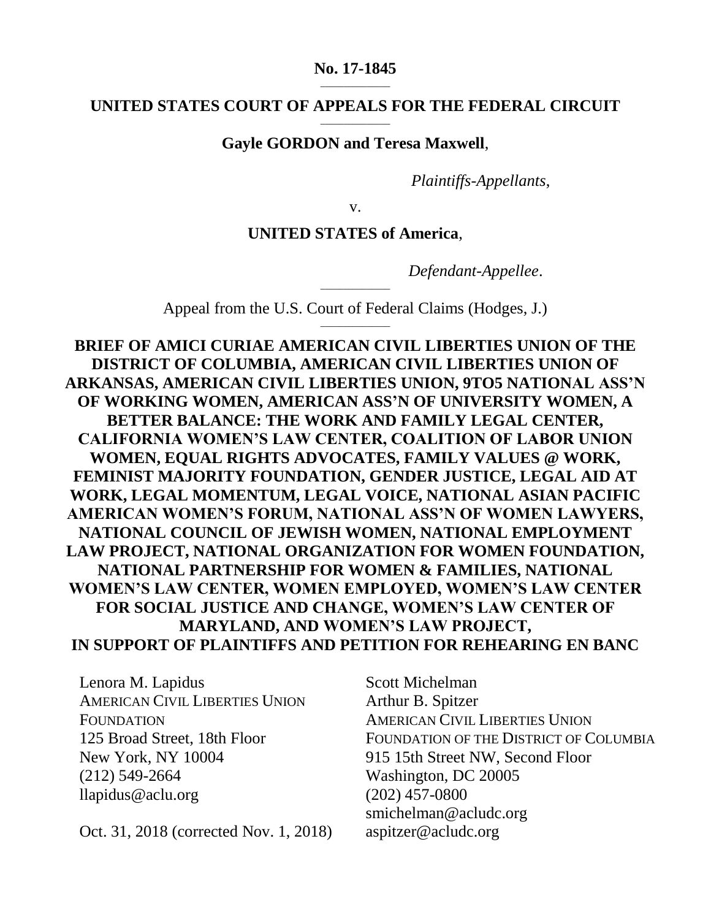**No. 17-1845**

---

**UNITED STATES COURT OF APPEALS FOR THE FEDERAL CIRCUIT**

---

**Gayle GORDON and Teresa Maxwell**,

*Plaintiffs-Appellants*,

v.

**UNITED STATES of America**,

*Defendant-Appellee*.

---

Appeal from the U.S. Court of Federal Claims (Hodges, J.)

---

**BRIEF OF AMICI CURIAE AMERICAN CIVIL LIBERTIES UNION OF THE DISTRICT OF COLUMBIA, AMERICAN CIVIL LIBERTIES UNION OF ARKANSAS, AMERICAN CIVIL LIBERTIES UNION, 9TO5 NATIONAL ASS'N OF WORKING WOMEN, AMERICAN ASS'N OF UNIVERSITY WOMEN, A BETTER BALANCE: THE WORK AND FAMILY LEGAL CENTER, CALIFORNIA WOMEN'S LAW CENTER, COALITION OF LABOR UNION WOMEN, EQUAL RIGHTS ADVOCATES, FAMILY VALUES @ WORK, FEMINIST MAJORITY FOUNDATION, GENDER JUSTICE, LEGAL AID AT WORK, LEGAL MOMENTUM, LEGAL VOICE, NATIONAL ASIAN PACIFIC AMERICAN WOMEN'S FORUM, NATIONAL ASS'N OF WOMEN LAWYERS, NATIONAL COUNCIL OF JEWISH WOMEN, NATIONAL EMPLOYMENT LAW PROJECT, NATIONAL ORGANIZATION FOR WOMEN FOUNDATION, NATIONAL PARTNERSHIP FOR WOMEN & FAMILIES, NATIONAL WOMEN'S LAW CENTER, WOMEN EMPLOYED, WOMEN'S LAW CENTER FOR SOCIAL JUSTICE AND CHANGE, WOMEN'S LAW CENTER OF MARYLAND, AND WOMEN'S LAW PROJECT, IN SUPPORT OF PLAINTIFFS AND PETITION FOR REHEARING EN BANC**

Lenora M. Lapidus
AMERICAN CIVIL LIBERTIES UNION FOUNDATION
125 Broad Street, 18th Floor
New York, NY 10004
(212) 549-2664
llapidus@aclu.org

Scott Michelman
Arthur B. Spitzer
AMERICAN CIVIL LIBERTIES UNION FOUNDATION OF THE DISTRICT OF COLUMBIA
915 15th Street NW, Second Floor
Washington, DC 20005
(202) 457-0800
smichelman@acludc.org
aspitzer@acludc.org

Oct. 31, 2018 (corrected Nov. 1, 2018)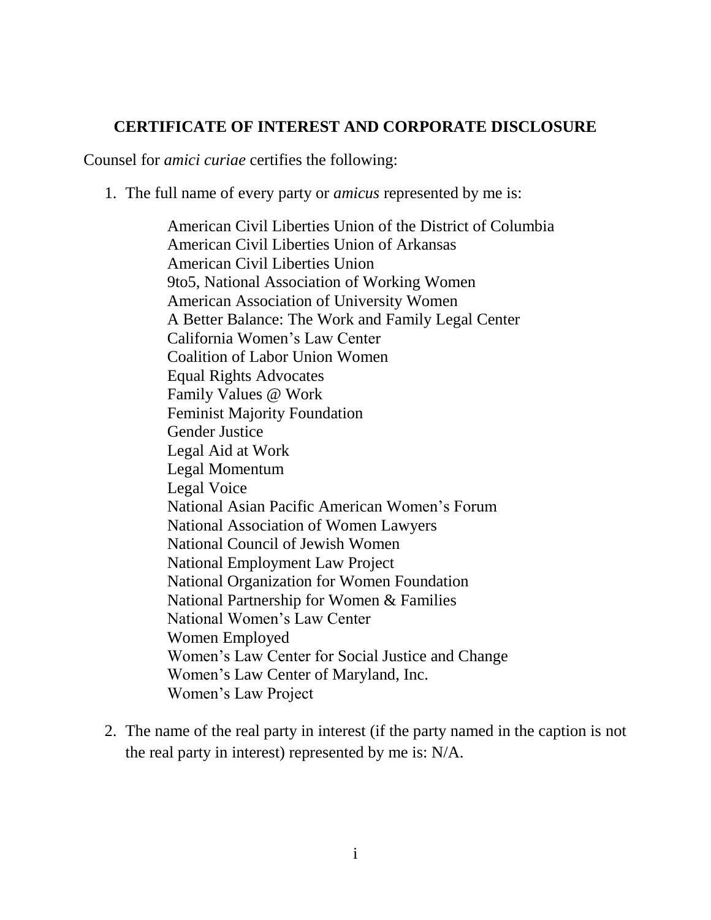## CERTIFICATE OF INTEREST AND CORPORATE DISCLOSURE

Counsel for *amici curiae* certifies the following:

1. The full name of every party or *amicus* represented by me is:

   American Civil Liberties Union of the District of Columbia
   American Civil Liberties Union of Arkansas
   American Civil Liberties Union
   9to5, National Association of Working Women
   American Association of University Women
   A Better Balance: The Work and Family Legal Center
   California Women's Law Center
   Coalition of Labor Union Women
   Equal Rights Advocates
   Family Values @ Work
   Feminist Majority Foundation
   Gender Justice
   Legal Aid at Work
   Legal Momentum
   Legal Voice
   National Asian Pacific American Women's Forum
   National Association of Women Lawyers
   National Council of Jewish Women
   National Employment Law Project
   National Organization for Women Foundation
   National Partnership for Women & Families
   National Women's Law Center
   Women Employed
   Women's Law Center for Social Justice and Change
   Women's Law Center of Maryland, Inc.
   Women's Law Project

2. The name of the real party in interest (if the party named in the caption is not the real party in interest) represented by me is: N/A.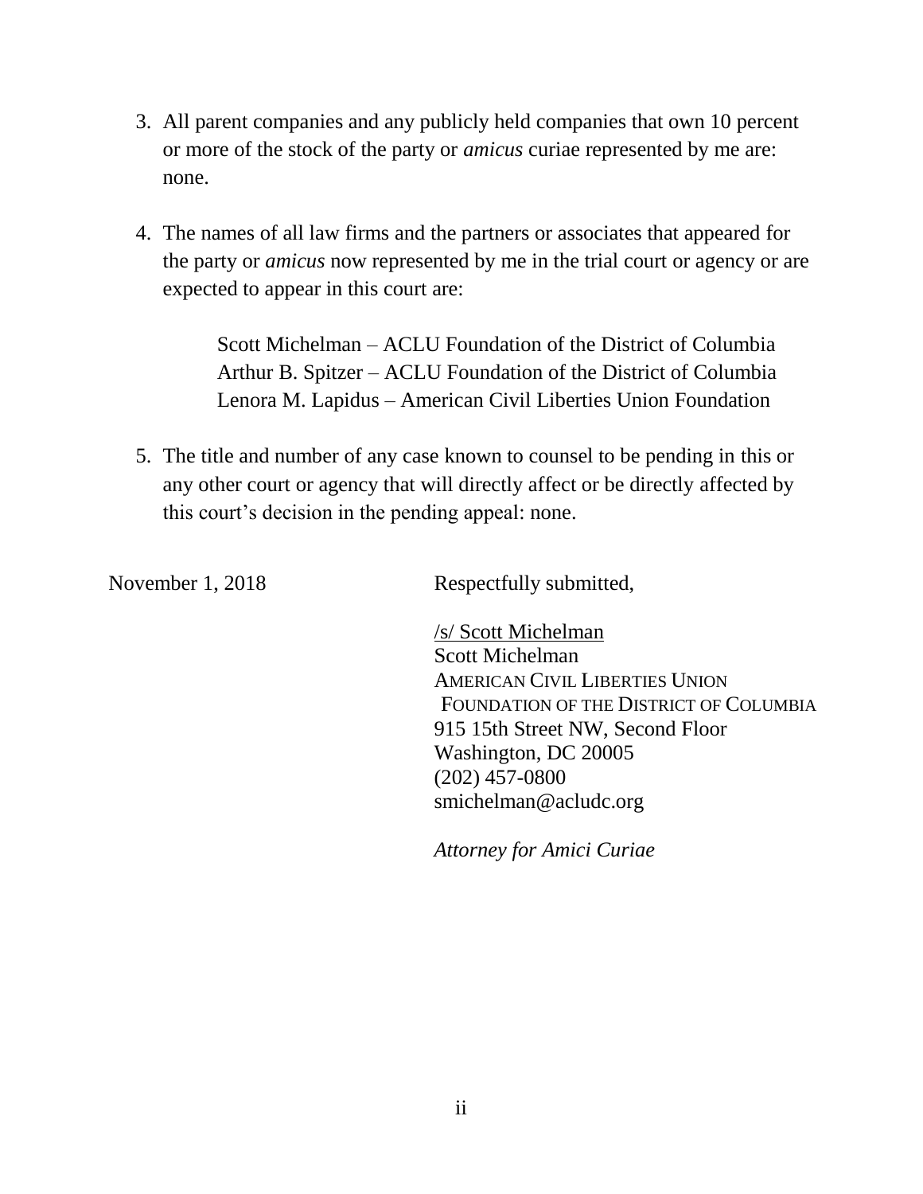3. All parent companies and any publicly held companies that own 10 percent or more of the stock of the party or *amicus* curiae represented by me are: none.

4. The names of all law firms and the partners or associates that appeared for the party or *amicus* now represented by me in the trial court or agency or are expected to appear in this court are:

   Scott Michelman – ACLU Foundation of the District of Columbia
   Arthur B. Spitzer – ACLU Foundation of the District of Columbia
   Lenora M. Lapidus – American Civil Liberties Union Foundation

5. The title and number of any case known to counsel to be pending in this or any other court or agency that will directly affect or be directly affected by this court's decision in the pending appeal: none.

November 1, 2018

Respectfully submitted,

/s/ Scott Michelman
Scott Michelman
AMERICAN CIVIL LIBERTIES UNION
FOUNDATION OF THE DISTRICT OF COLUMBIA
915 15th Street NW, Second Floor
Washington, DC 20005
(202) 457-0800
smichelman@acludc.org

*Attorney for Amici Curiae*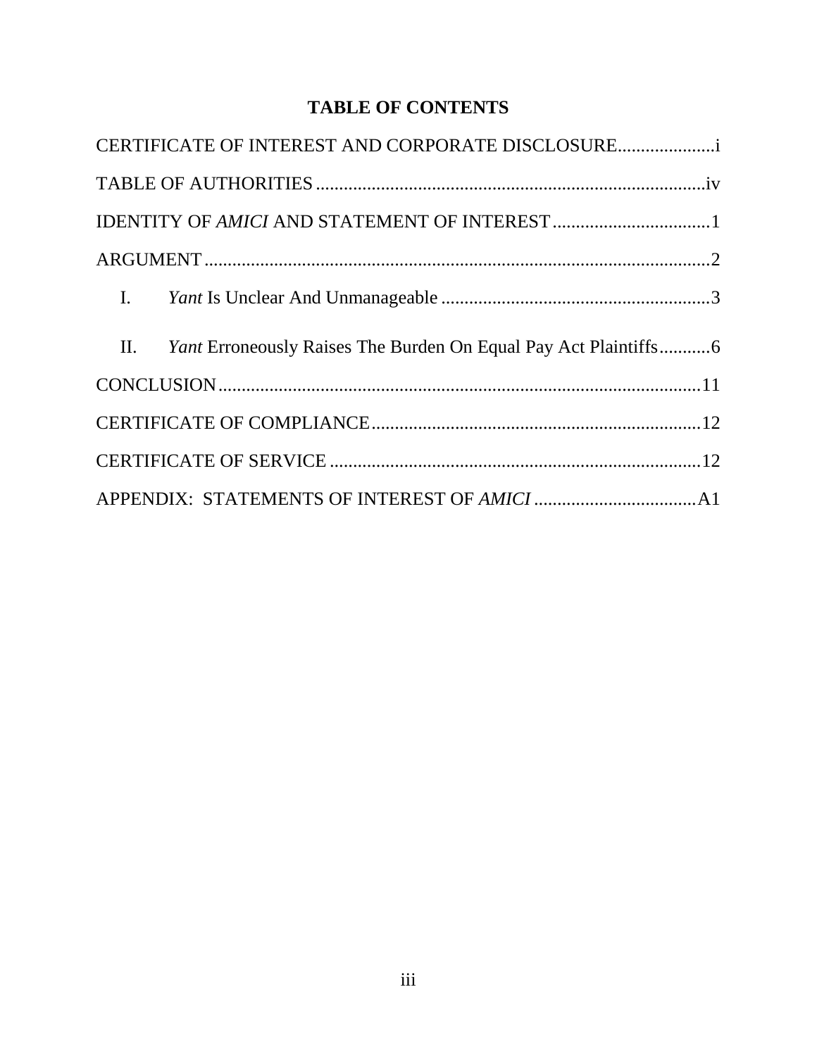# TABLE OF CONTENTS

CERTIFICATE OF INTEREST AND CORPORATE DISCLOSURE....................i

TABLE OF AUTHORITIES....................................................................................iv

IDENTITY OF *AMICI* AND STATEMENT OF INTEREST..................................1

ARGUMENT............................................................................................................2

I. *Yant* Is Unclear And Unmanageable..........................................................3

II. *Yant* Erroneously Raises The Burden On Equal Pay Act Plaintiffs...........6

CONCLUSION.......................................................................................................11

CERTIFICATE OF COMPLIANCE......................................................................12

CERTIFICATE OF SERVICE................................................................................12

APPENDIX: STATEMENTS OF INTEREST OF *AMICI*...................................A1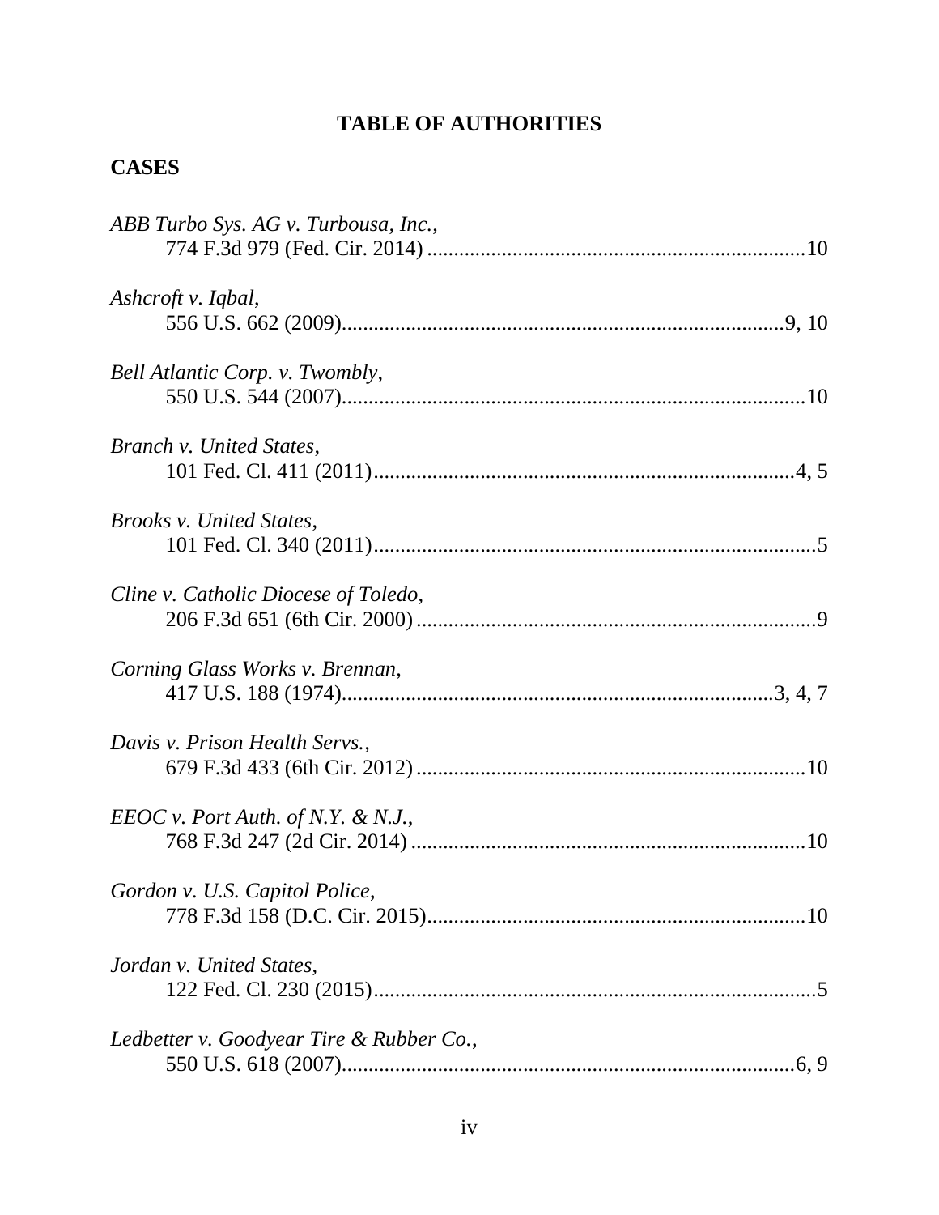# TABLE OF AUTHORITIES

## CASES

*ABB Turbo Sys. AG v. Turbousa, Inc.*,
774 F.3d 979 (Fed. Cir. 2014) ......................................................................10

*Ashcroft v. Iqbal*,
556 U.S. 662 (2009)...................................................................................9, 10

*Bell Atlantic Corp. v. Twombly*,
550 U.S. 544 (2007)......................................................................................10

*Branch v. United States*,
101 Fed. Cl. 411 (2011)...............................................................................4, 5

*Brooks v. United States*,
101 Fed. Cl. 340 (2011)..................................................................................5

*Cline v. Catholic Diocese of Toledo*,
206 F.3d 651 (6th Cir. 2000) ..........................................................................9

*Corning Glass Works v. Brennan*,
417 U.S. 188 (1974)..................................................................................3, 4, 7

*Davis v. Prison Health Servs.*,
679 F.3d 433 (6th Cir. 2012) ........................................................................10

*EEOC v. Port Auth. of N.Y. & N.J.*,
768 F.3d 247 (2d Cir. 2014) .........................................................................10

*Gordon v. U.S. Capitol Police*,
778 F.3d 158 (D.C. Cir. 2015)......................................................................10

*Jordan v. United States*,
122 Fed. Cl. 230 (2015)..................................................................................5

*Ledbetter v. Goodyear Tire & Rubber Co.*,
550 U.S. 618 (2007)....................................................................................6, 9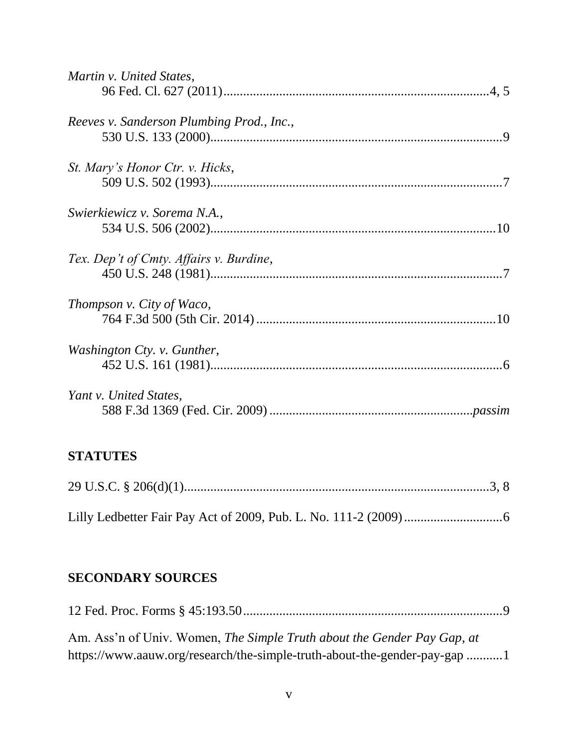*Martin v. United States*,
96 Fed. Cl. 627 (2011) .......................................................................... 4, 5

*Reeves v. Sanderson Plumbing Prod., Inc.*,
530 U.S. 133 (2000) .......................................................................... 9

*St. Mary's Honor Ctr. v. Hicks*,
509 U.S. 502 (1993) .......................................................................... 7

*Swierkiewicz v. Sorema N.A.*,
534 U.S. 506 (2002) .......................................................................... 10

*Tex. Dep't of Cmty. Affairs v. Burdine*,
450 U.S. 248 (1981) .......................................................................... 7

*Thompson v. City of Waco*,
764 F.3d 500 (5th Cir. 2014) .......................................................................... 10

*Washington Cty. v. Gunther*,
452 U.S. 161 (1981) .......................................................................... 6

*Yant v. United States*,
588 F.3d 1369 (Fed. Cir. 2009) .......................................................................... *passim*

## STATUTES

29 U.S.C. § 206(d)(1) .......................................................................... 3, 8

Lilly Ledbetter Fair Pay Act of 2009, Pub. L. No. 111-2 (2009) .......................................................................... 6

## SECONDARY SOURCES

12 Fed. Proc. Forms § 45:193.50 .......................................................................... 9

Am. Ass'n of Univ. Women, *The Simple Truth about the Gender Pay Gap*, *at*
https://www.aauw.org/research/the-simple-truth-about-the-gender-pay-gap .......................................................................... 1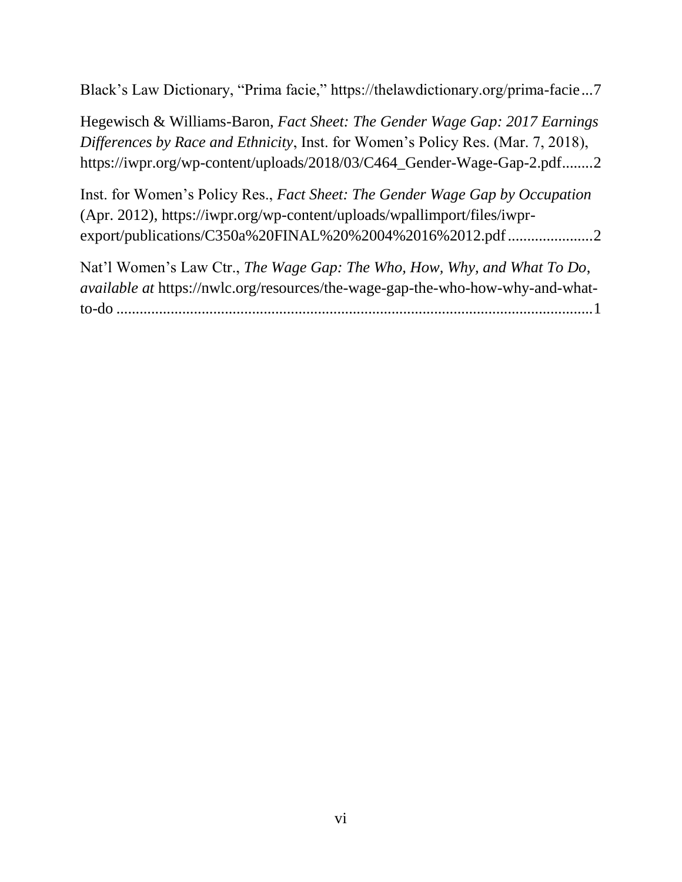Black's Law Dictionary, "Prima facie," https://thelawdictionary.org/prima-facie...7

Hegewisch & Williams-Baron, *Fact Sheet: The Gender Wage Gap: 2017 Earnings Differences by Race and Ethnicity*, Inst. for Women's Policy Res. (Mar. 7, 2018), https://iwpr.org/wp-content/uploads/2018/03/C464_Gender-Wage-Gap-2.pdf........2

Inst. for Women's Policy Res., *Fact Sheet: The Gender Wage Gap by Occupation* (Apr. 2012), https://iwpr.org/wp-content/uploads/wpallimport/files/iwpr-export/publications/C350a%20FINAL%20%2004%2016%2012.pdf......................2

Nat'l Women's Law Ctr., *The Wage Gap: The Who, How, Why, and What To Do*, *available at* https://nwlc.org/resources/the-wage-gap-the-who-how-why-and-what-to-do ..............................................................................................................1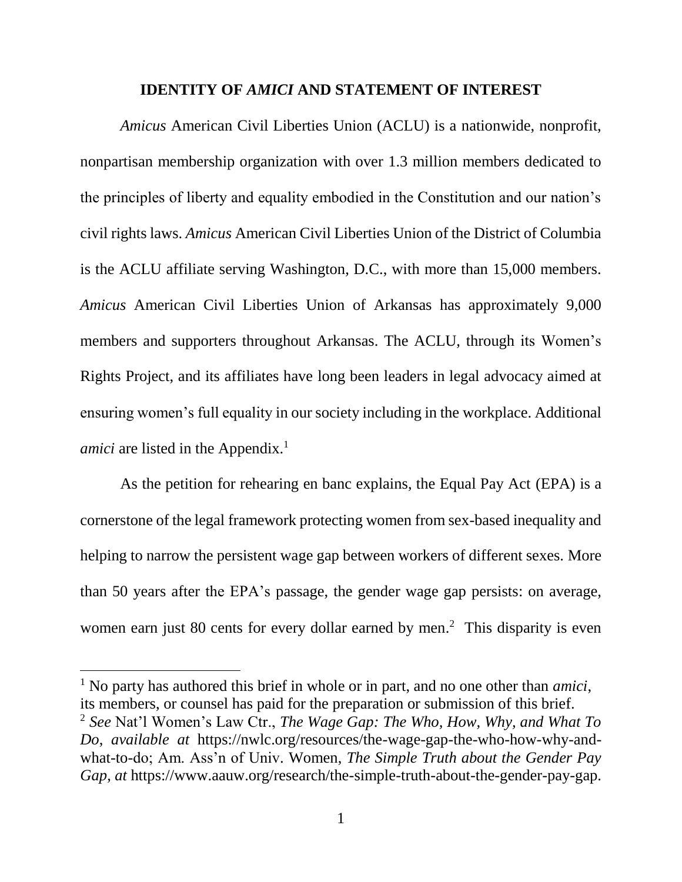## IDENTITY OF *AMICI* AND STATEMENT OF INTEREST

*Amicus* American Civil Liberties Union (ACLU) is a nationwide, nonprofit, nonpartisan membership organization with over 1.3 million members dedicated to the principles of liberty and equality embodied in the Constitution and our nation's civil rights laws. *Amicus* American Civil Liberties Union of the District of Columbia is the ACLU affiliate serving Washington, D.C., with more than 15,000 members. *Amicus* American Civil Liberties Union of Arkansas has approximately 9,000 members and supporters throughout Arkansas. The ACLU, through its Women's Rights Project, and its affiliates have long been leaders in legal advocacy aimed at ensuring women's full equality in our society including in the workplace. Additional *amici* are listed in the Appendix.[1]

As the petition for rehearing en banc explains, the Equal Pay Act (EPA) is a cornerstone of the legal framework protecting women from sex-based inequality and helping to narrow the persistent wage gap between workers of different sexes. More than 50 years after the EPA's passage, the gender wage gap persists: on average, women earn just 80 cents for every dollar earned by men.[2] This disparity is even

---

[1] No party has authored this brief in whole or in part, and no one other than *amici*, its members, or counsel has paid for the preparation or submission of this brief.

[2] *See* Nat'l Women's Law Ctr., *The Wage Gap: The Who, How, Why, and What To Do*, *available at* https://nwlc.org/resources/the-wage-gap-the-who-how-why-and-what-to-do; Am. Ass'n of Univ. Women, *The Simple Truth about the Gender Pay Gap*, *at* https://www.aauw.org/research/the-simple-truth-about-the-gender-pay-gap.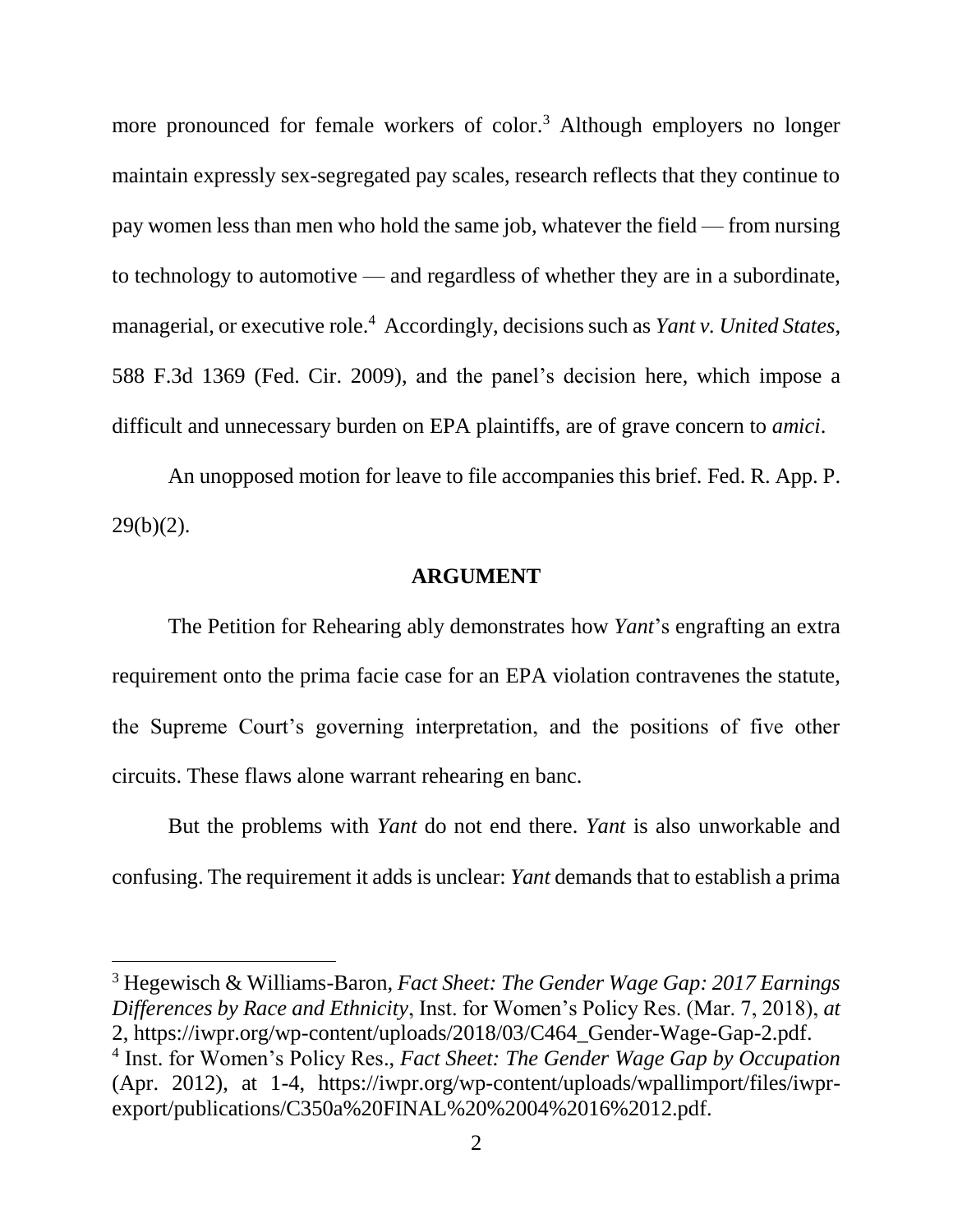more pronounced for female workers of color.[3] Although employers no longer maintain expressly sex-segregated pay scales, research reflects that they continue to pay women less than men who hold the same job, whatever the field — from nursing to technology to automotive — and regardless of whether they are in a subordinate, managerial, or executive role.[4] Accordingly, decisions such as *Yant v. United States*, 588 F.3d 1369 (Fed. Cir. 2009), and the panel's decision here, which impose a difficult and unnecessary burden on EPA plaintiffs, are of grave concern to *amici*.

An unopposed motion for leave to file accompanies this brief. Fed. R. App. P. 29(b)(2).

## ARGUMENT

The Petition for Rehearing ably demonstrates how *Yant*'s engrafting an extra requirement onto the prima facie case for an EPA violation contravenes the statute, the Supreme Court's governing interpretation, and the positions of five other circuits. These flaws alone warrant rehearing en banc.

But the problems with *Yant* do not end there. *Yant* is also unworkable and confusing. The requirement it adds is unclear: *Yant* demands that to establish a prima

---

[3] Hegewisch & Williams-Baron, *Fact Sheet: The Gender Wage Gap: 2017 Earnings Differences by Race and Ethnicity*, Inst. for Women's Policy Res. (Mar. 7, 2018), *at* 2, https://iwpr.org/wp-content/uploads/2018/03/C464_Gender-Wage-Gap-2.pdf.

[4] Inst. for Women's Policy Res., *Fact Sheet: The Gender Wage Gap by Occupation* (Apr. 2012), at 1-4, https://iwpr.org/wp-content/uploads/wpallimport/files/iwpr-export/publications/C350a%20FINAL%20%2004%2016%2012.pdf.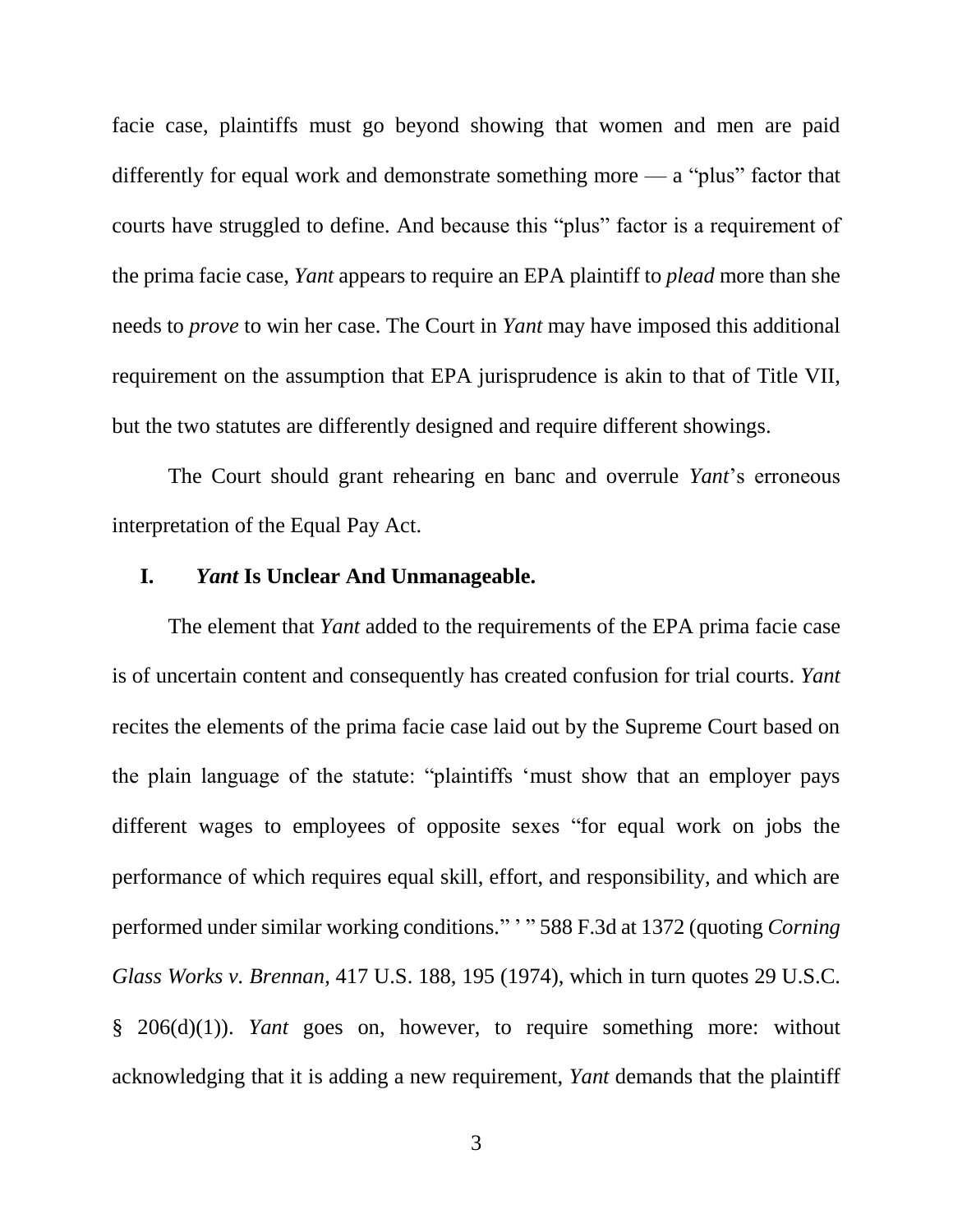facie case, plaintiffs must go beyond showing that women and men are paid differently for equal work and demonstrate something more — a "plus" factor that courts have struggled to define. And because this "plus" factor is a requirement of the prima facie case, *Yant* appears to require an EPA plaintiff to *plead* more than she needs to *prove* to win her case. The Court in *Yant* may have imposed this additional requirement on the assumption that EPA jurisprudence is akin to that of Title VII, but the two statutes are differently designed and require different showings.

The Court should grant rehearing en banc and overrule *Yant*'s erroneous interpretation of the Equal Pay Act.

## I. *Yant* Is Unclear And Unmanageable.

The element that *Yant* added to the requirements of the EPA prima facie case is of uncertain content and consequently has created confusion for trial courts. *Yant* recites the elements of the prima facie case laid out by the Supreme Court based on the plain language of the statute: "plaintiffs 'must show that an employer pays different wages to employees of opposite sexes "for equal work on jobs the performance of which requires equal skill, effort, and responsibility, and which are performed under similar working conditions." ' " 588 F.3d at 1372 (quoting *Corning Glass Works v. Brennan*, 417 U.S. 188, 195 (1974), which in turn quotes 29 U.S.C. § 206(d)(1)). *Yant* goes on, however, to require something more: without acknowledging that it is adding a new requirement, *Yant* demands that the plaintiff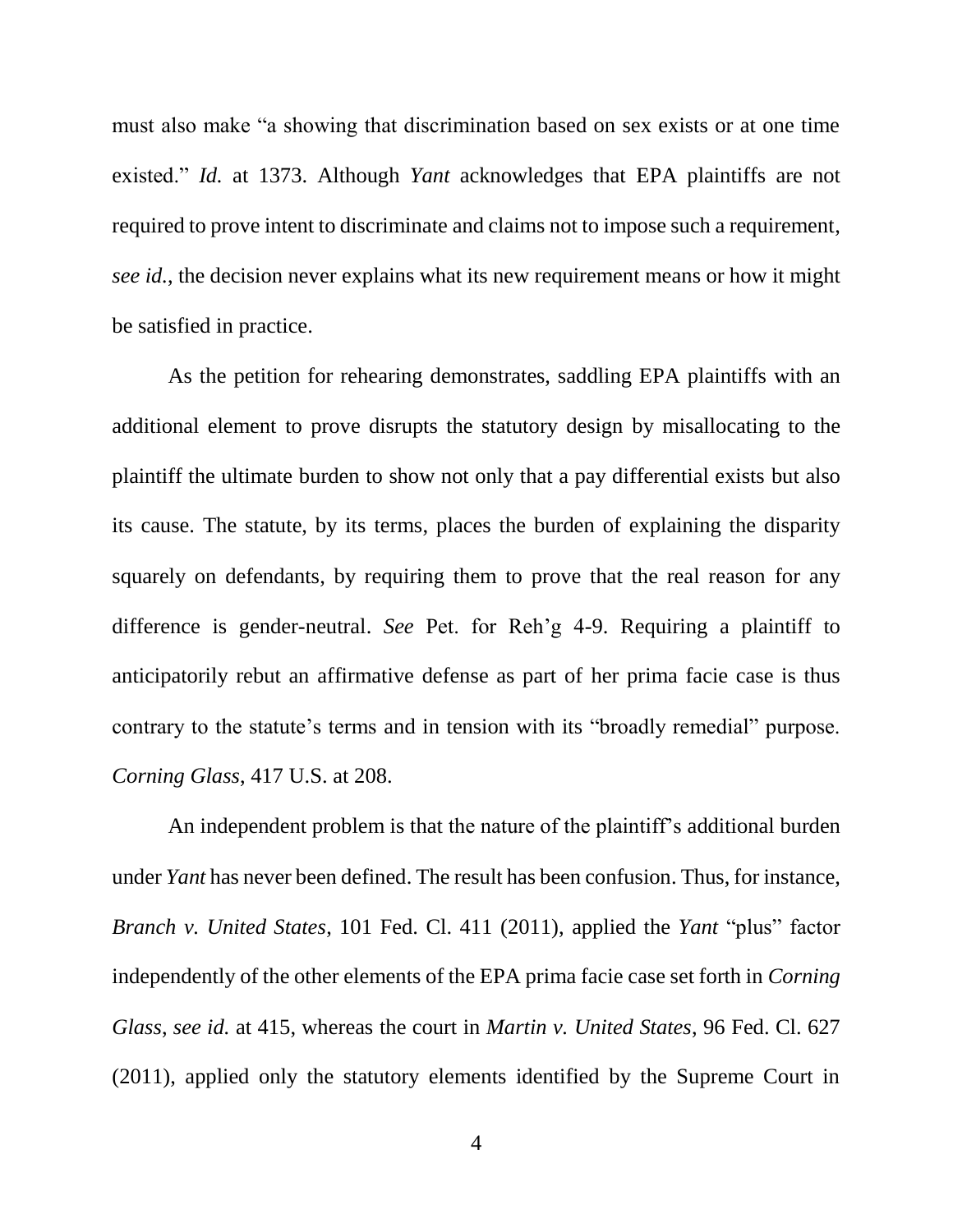must also make "a showing that discrimination based on sex exists or at one time existed." *Id.* at 1373. Although *Yant* acknowledges that EPA plaintiffs are not required to prove intent to discriminate and claims not to impose such a requirement, *see id.*, the decision never explains what its new requirement means or how it might be satisfied in practice.

As the petition for rehearing demonstrates, saddling EPA plaintiffs with an additional element to prove disrupts the statutory design by misallocating to the plaintiff the ultimate burden to show not only that a pay differential exists but also its cause. The statute, by its terms, places the burden of explaining the disparity squarely on defendants, by requiring them to prove that the real reason for any difference is gender-neutral. *See* Pet. for Reh'g 4-9. Requiring a plaintiff to anticipatorily rebut an affirmative defense as part of her prima facie case is thus contrary to the statute's terms and in tension with its "broadly remedial" purpose. *Corning Glass*, 417 U.S. at 208.

An independent problem is that the nature of the plaintiff's additional burden under *Yant* has never been defined. The result has been confusion. Thus, for instance, *Branch v. United States*, 101 Fed. Cl. 411 (2011), applied the *Yant* "plus" factor independently of the other elements of the EPA prima facie case set forth in *Corning Glass*, *see id.* at 415, whereas the court in *Martin v. United States*, 96 Fed. Cl. 627 (2011), applied only the statutory elements identified by the Supreme Court in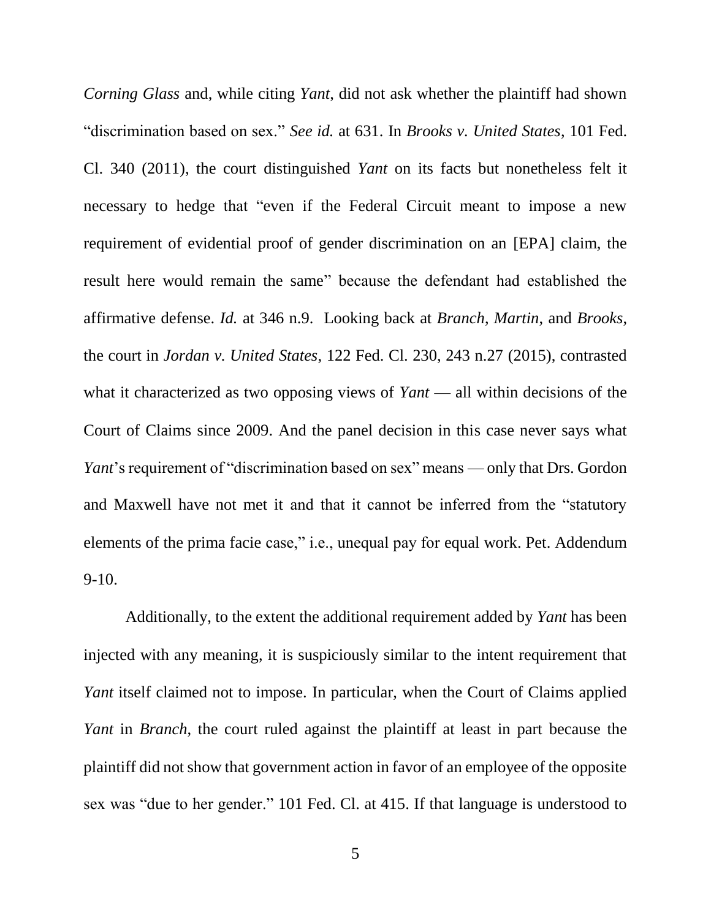*Corning Glass* and, while citing *Yant*, did not ask whether the plaintiff had shown "discrimination based on sex." *See id.* at 631. In *Brooks v. United States*, 101 Fed. Cl. 340 (2011), the court distinguished *Yant* on its facts but nonetheless felt it necessary to hedge that "even if the Federal Circuit meant to impose a new requirement of evidential proof of gender discrimination on an [EPA] claim, the result here would remain the same" because the defendant had established the affirmative defense. *Id.* at 346 n.9. Looking back at *Branch*, *Martin*, and *Brooks*, the court in *Jordan v. United States*, 122 Fed. Cl. 230, 243 n.27 (2015), contrasted what it characterized as two opposing views of *Yant* — all within decisions of the Court of Claims since 2009. And the panel decision in this case never says what *Yant*'s requirement of "discrimination based on sex" means — only that Drs. Gordon and Maxwell have not met it and that it cannot be inferred from the "statutory elements of the prima facie case," i.e., unequal pay for equal work. Pet. Addendum 9-10.

Additionally, to the extent the additional requirement added by *Yant* has been injected with any meaning, it is suspiciously similar to the intent requirement that *Yant* itself claimed not to impose. In particular, when the Court of Claims applied *Yant* in *Branch*, the court ruled against the plaintiff at least in part because the plaintiff did not show that government action in favor of an employee of the opposite sex was "due to her gender." 101 Fed. Cl. at 415. If that language is understood to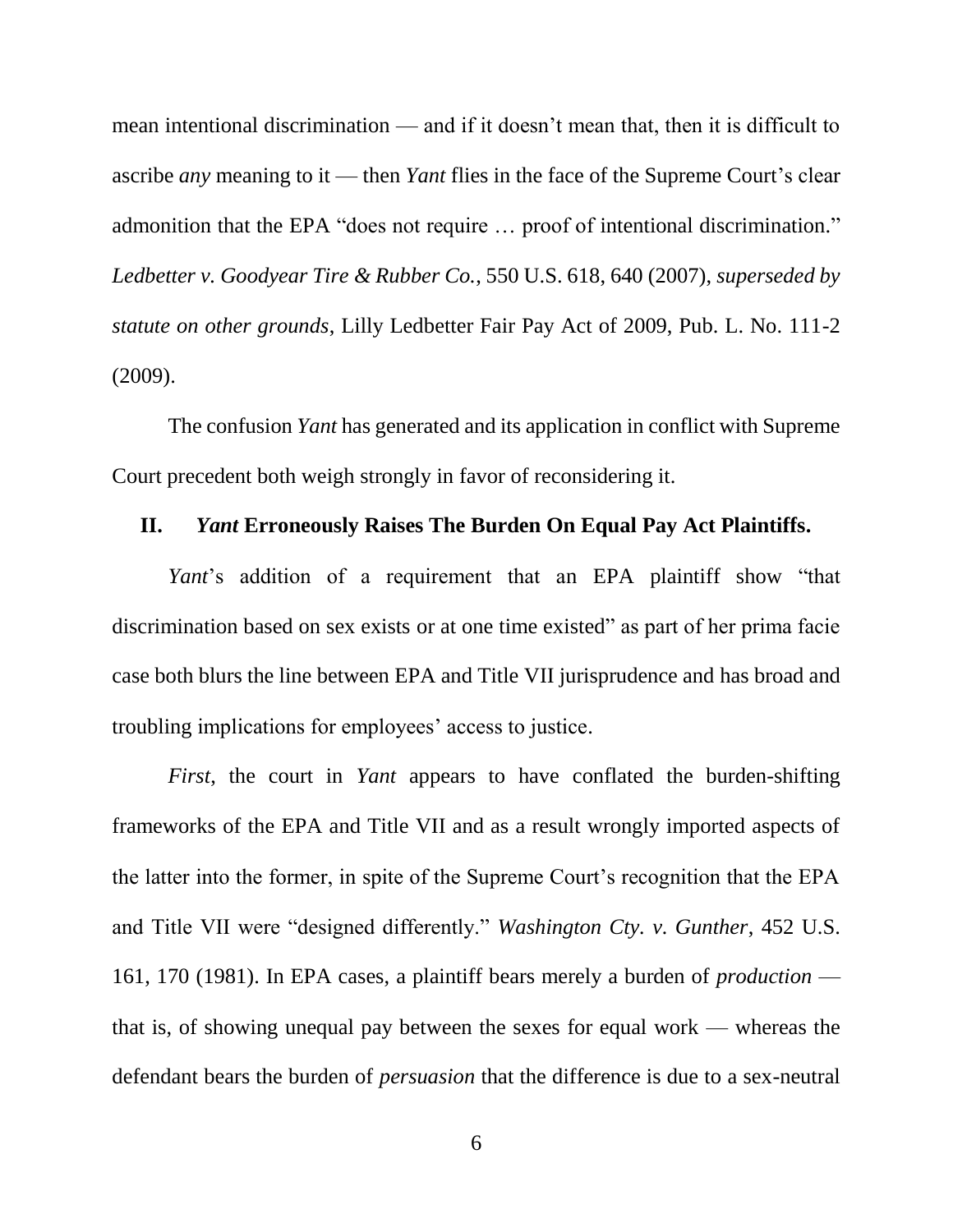mean intentional discrimination — and if it doesn't mean that, then it is difficult to ascribe *any* meaning to it — then *Yant* flies in the face of the Supreme Court's clear admonition that the EPA "does not require … proof of intentional discrimination." *Ledbetter v. Goodyear Tire & Rubber Co.*, 550 U.S. 618, 640 (2007), *superseded by statute on other grounds*, Lilly Ledbetter Fair Pay Act of 2009, Pub. L. No. 111-2 (2009).

The confusion *Yant* has generated and its application in conflict with Supreme Court precedent both weigh strongly in favor of reconsidering it.

## II. *Yant* Erroneously Raises The Burden On Equal Pay Act Plaintiffs.

*Yant*'s addition of a requirement that an EPA plaintiff show "that discrimination based on sex exists or at one time existed" as part of her prima facie case both blurs the line between EPA and Title VII jurisprudence and has broad and troubling implications for employees' access to justice.

*First,* the court in *Yant* appears to have conflated the burden-shifting frameworks of the EPA and Title VII and as a result wrongly imported aspects of the latter into the former, in spite of the Supreme Court's recognition that the EPA and Title VII were "designed differently." *Washington Cty. v. Gunther*, 452 U.S. 161, 170 (1981). In EPA cases, a plaintiff bears merely a burden of *production* — that is, of showing unequal pay between the sexes for equal work — whereas the defendant bears the burden of *persuasion* that the difference is due to a sex-neutral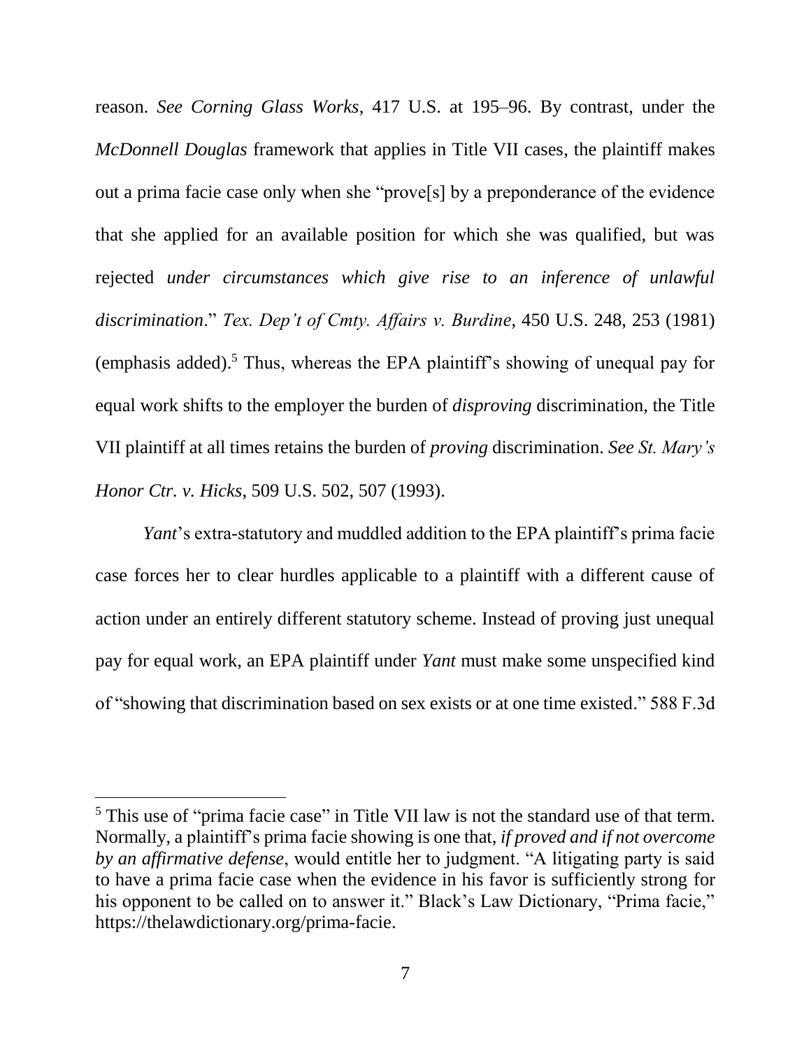reason. *See Corning Glass Works*, 417 U.S. at 195–96. By contrast, under the *McDonnell Douglas* framework that applies in Title VII cases, the plaintiff makes out a prima facie case only when she "prove[s] by a preponderance of the evidence that she applied for an available position for which she was qualified, but was rejected *under circumstances which give rise to an inference of unlawful discrimination*." *Tex. Dep't of Cmty. Affairs v. Burdine*, 450 U.S. 248, 253 (1981) (emphasis added).[5] Thus, whereas the EPA plaintiff's showing of unequal pay for equal work shifts to the employer the burden of *disproving* discrimination, the Title VII plaintiff at all times retains the burden of *proving* discrimination. *See St. Mary's Honor Ctr. v. Hicks*, 509 U.S. 502, 507 (1993).

*Yant*'s extra-statutory and muddled addition to the EPA plaintiff's prima facie case forces her to clear hurdles applicable to a plaintiff with a different cause of action under an entirely different statutory scheme. Instead of proving just unequal pay for equal work, an EPA plaintiff under *Yant* must make some unspecified kind of "showing that discrimination based on sex exists or at one time existed." 588 F.3d

[5] This use of "prima facie case" in Title VII law is not the standard use of that term. Normally, a plaintiff's prima facie showing is one that, *if proved and if not overcome by an affirmative defense*, would entitle her to judgment. "A litigating party is said to have a prima facie case when the evidence in his favor is sufficiently strong for his opponent to be called on to answer it." Black's Law Dictionary, "Prima facie," https://thelawdictionary.org/prima-facie.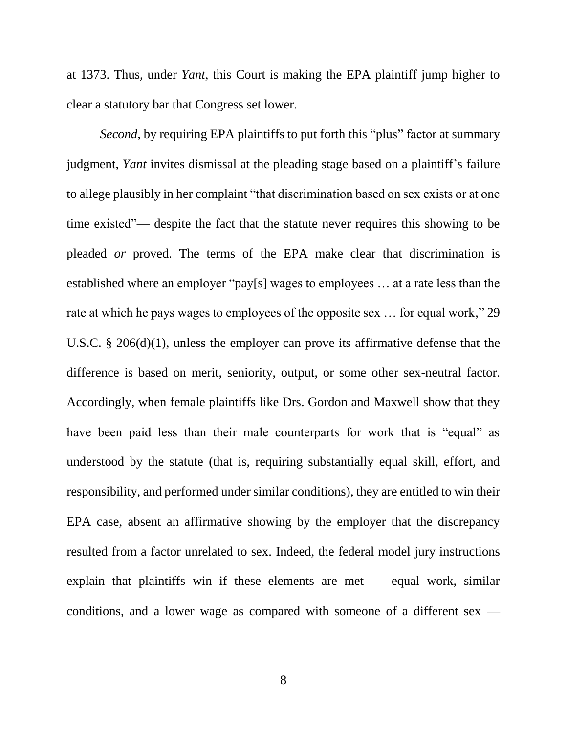at 1373. Thus, under *Yant*, this Court is making the EPA plaintiff jump higher to clear a statutory bar that Congress set lower.

*Second*, by requiring EPA plaintiffs to put forth this "plus" factor at summary judgment, *Yant* invites dismissal at the pleading stage based on a plaintiff's failure to allege plausibly in her complaint "that discrimination based on sex exists or at one time existed"— despite the fact that the statute never requires this showing to be pleaded *or* proved. The terms of the EPA make clear that discrimination is established where an employer "pay[s] wages to employees … at a rate less than the rate at which he pays wages to employees of the opposite sex … for equal work," 29 U.S.C. § 206(d)(1), unless the employer can prove its affirmative defense that the difference is based on merit, seniority, output, or some other sex-neutral factor. Accordingly, when female plaintiffs like Drs. Gordon and Maxwell show that they have been paid less than their male counterparts for work that is "equal" as understood by the statute (that is, requiring substantially equal skill, effort, and responsibility, and performed under similar conditions), they are entitled to win their EPA case, absent an affirmative showing by the employer that the discrepancy resulted from a factor unrelated to sex. Indeed, the federal model jury instructions explain that plaintiffs win if these elements are met — equal work, similar conditions, and a lower wage as compared with someone of a different sex —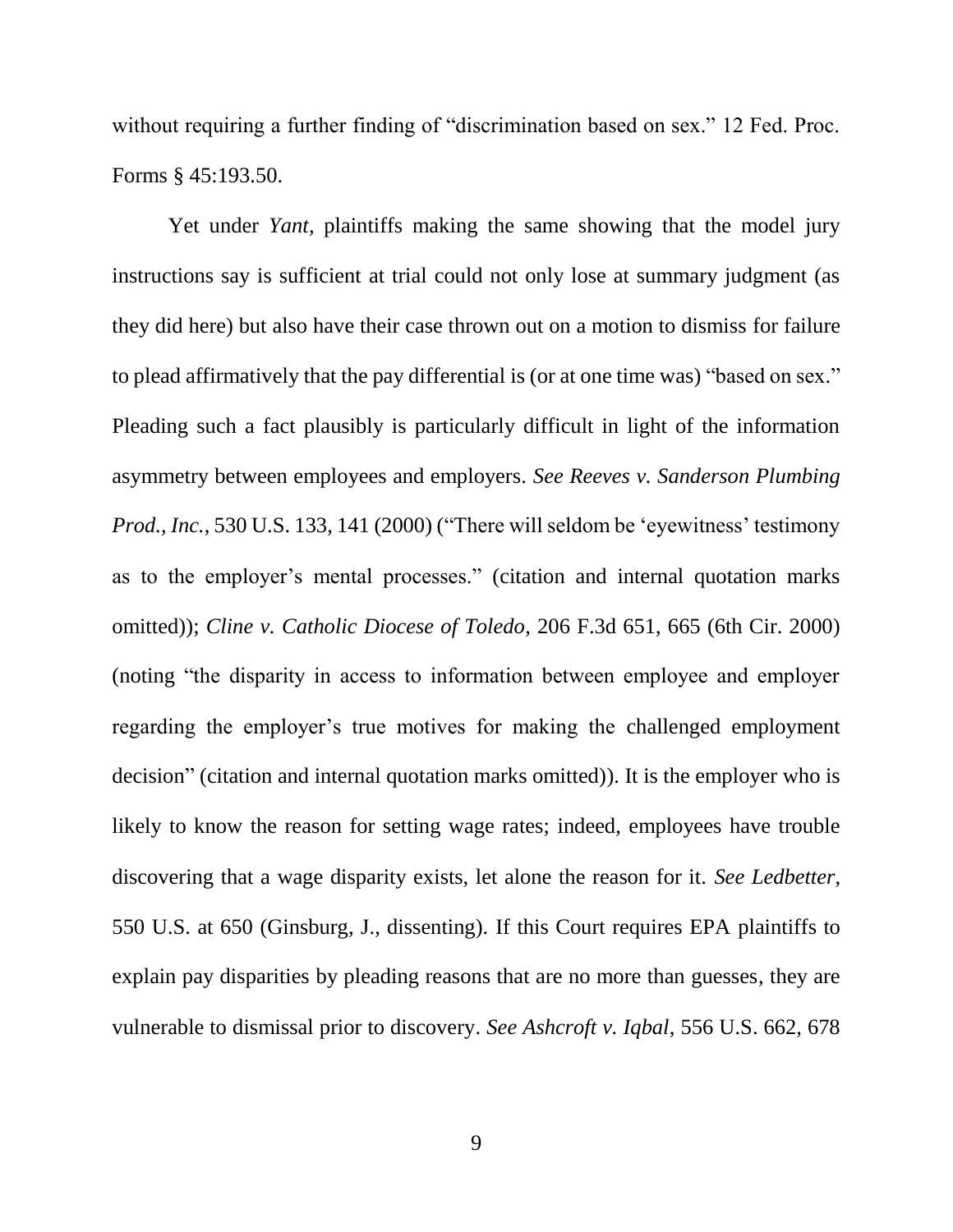without requiring a further finding of "discrimination based on sex." 12 Fed. Proc. Forms § 45:193.50.

Yet under *Yant*, plaintiffs making the same showing that the model jury instructions say is sufficient at trial could not only lose at summary judgment (as they did here) but also have their case thrown out on a motion to dismiss for failure to plead affirmatively that the pay differential is (or at one time was) "based on sex." Pleading such a fact plausibly is particularly difficult in light of the information asymmetry between employees and employers. *See Reeves v. Sanderson Plumbing Prod., Inc.*, 530 U.S. 133, 141 (2000) ("There will seldom be 'eyewitness' testimony as to the employer's mental processes." (citation and internal quotation marks omitted)); *Cline v. Catholic Diocese of Toledo*, 206 F.3d 651, 665 (6th Cir. 2000) (noting "the disparity in access to information between employee and employer regarding the employer's true motives for making the challenged employment decision" (citation and internal quotation marks omitted)). It is the employer who is likely to know the reason for setting wage rates; indeed, employees have trouble discovering that a wage disparity exists, let alone the reason for it. *See Ledbetter*, 550 U.S. at 650 (Ginsburg, J., dissenting). If this Court requires EPA plaintiffs to explain pay disparities by pleading reasons that are no more than guesses, they are vulnerable to dismissal prior to discovery. *See Ashcroft v. Iqbal*, 556 U.S. 662, 678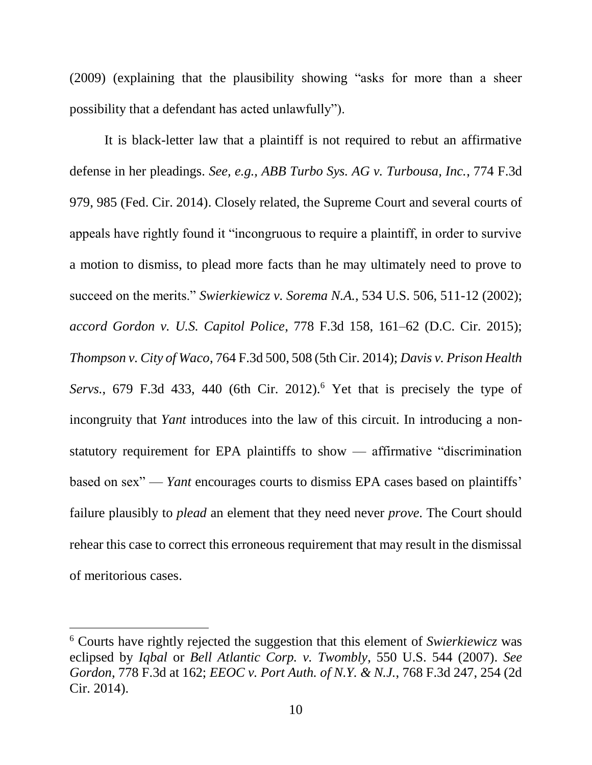(2009) (explaining that the plausibility showing "asks for more than a sheer possibility that a defendant has acted unlawfully").

It is black-letter law that a plaintiff is not required to rebut an affirmative defense in her pleadings. *See, e.g., ABB Turbo Sys. AG v. Turbousa, Inc.*, 774 F.3d 979, 985 (Fed. Cir. 2014). Closely related, the Supreme Court and several courts of appeals have rightly found it "incongruous to require a plaintiff, in order to survive a motion to dismiss, to plead more facts than he may ultimately need to prove to succeed on the merits." *Swierkiewicz v. Sorema N.A.*, 534 U.S. 506, 511-12 (2002); *accord Gordon v. U.S. Capitol Police*, 778 F.3d 158, 161–62 (D.C. Cir. 2015); *Thompson v. City of Waco*, 764 F.3d 500, 508 (5th Cir. 2014); *Davis v. Prison Health Servs.*, 679 F.3d 433, 440 (6th Cir. 2012).[6] Yet that is precisely the type of incongruity that *Yant* introduces into the law of this circuit. In introducing a non-statutory requirement for EPA plaintiffs to show — affirmative "discrimination based on sex" — *Yant* encourages courts to dismiss EPA cases based on plaintiffs' failure plausibly to *plead* an element that they need never *prove*. The Court should rehear this case to correct this erroneous requirement that may result in the dismissal of meritorious cases.

---

[6] Courts have rightly rejected the suggestion that this element of *Swierkiewicz* was eclipsed by *Iqbal* or *Bell Atlantic Corp. v. Twombly*, 550 U.S. 544 (2007). *See Gordon*, 778 F.3d at 162; *EEOC v. Port Auth. of N.Y. & N.J.*, 768 F.3d 247, 254 (2d Cir. 2014).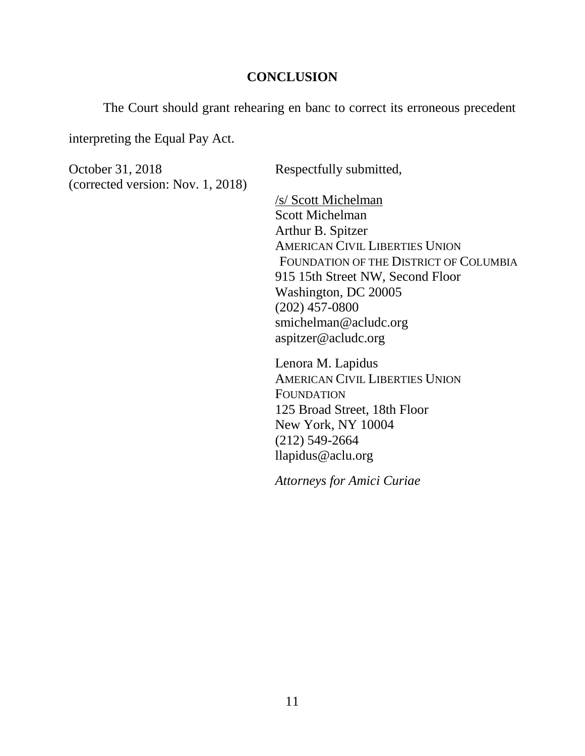## CONCLUSION

The Court should grant rehearing en banc to correct its erroneous precedent interpreting the Equal Pay Act.

October 31, 2018
(corrected version: Nov. 1, 2018)

Respectfully submitted,

/s/ Scott Michelman
Scott Michelman
Arthur B. Spitzer
AMERICAN CIVIL LIBERTIES UNION
FOUNDATION OF THE DISTRICT OF COLUMBIA
915 15th Street NW, Second Floor
Washington, DC 20005
(202) 457-0800
smichelman@acludc.org
aspitzer@acludc.org

Lenora M. Lapidus
AMERICAN CIVIL LIBERTIES UNION
FOUNDATION
125 Broad Street, 18th Floor
New York, NY 10004
(212) 549-2664
llapidus@aclu.org

*Attorneys for Amici Curiae*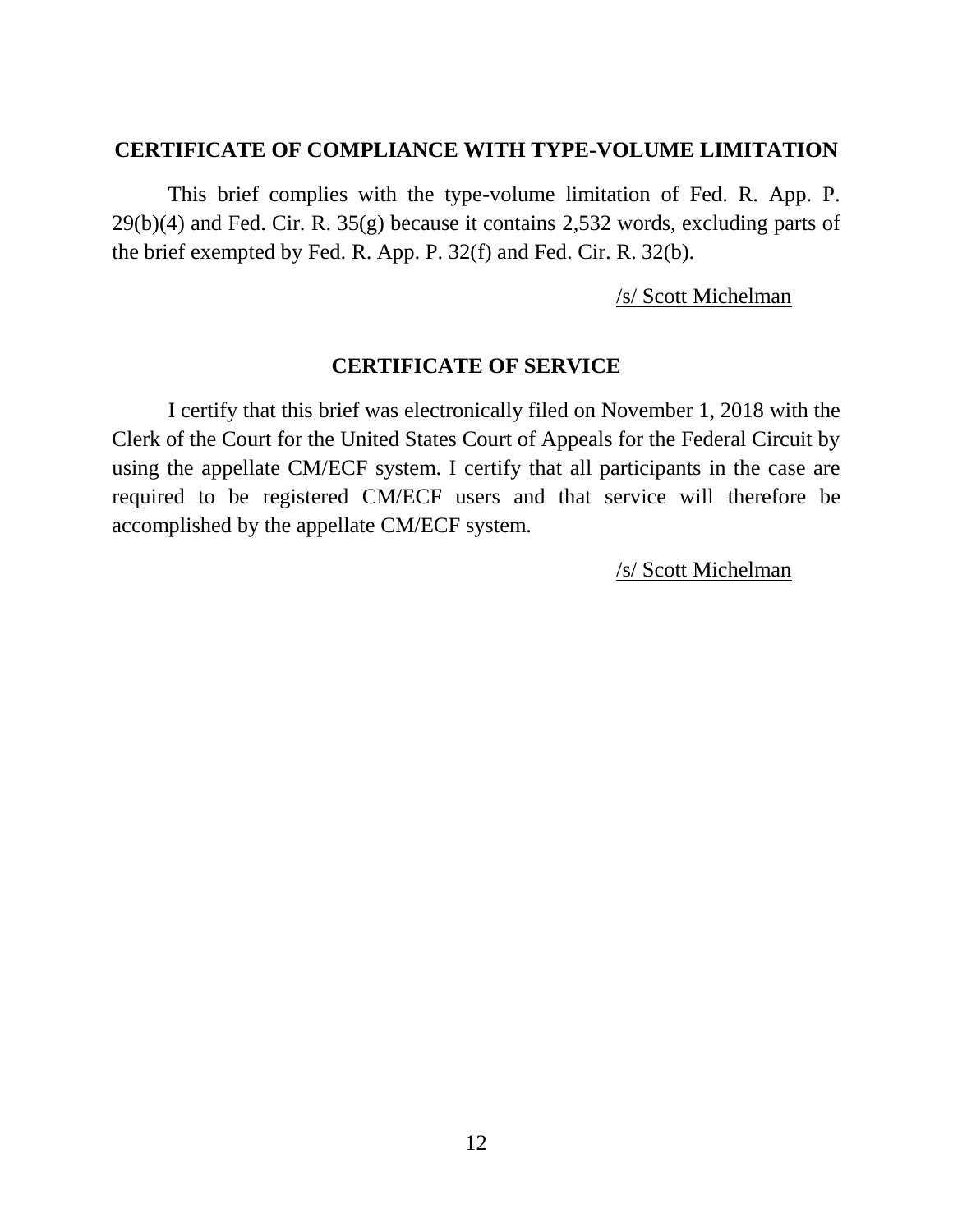## CERTIFICATE OF COMPLIANCE WITH TYPE-VOLUME LIMITATION

This brief complies with the type-volume limitation of Fed. R. App. P. 29(b)(4) and Fed. Cir. R. 35(g) because it contains 2,532 words, excluding parts of the brief exempted by Fed. R. App. P. 32(f) and Fed. Cir. R. 32(b).

/s/ Scott Michelman

## CERTIFICATE OF SERVICE

I certify that this brief was electronically filed on November 1, 2018 with the Clerk of the Court for the United States Court of Appeals for the Federal Circuit by using the appellate CM/ECF system. I certify that all participants in the case are required to be registered CM/ECF users and that service will therefore be accomplished by the appellate CM/ECF system.

/s/ Scott Michelman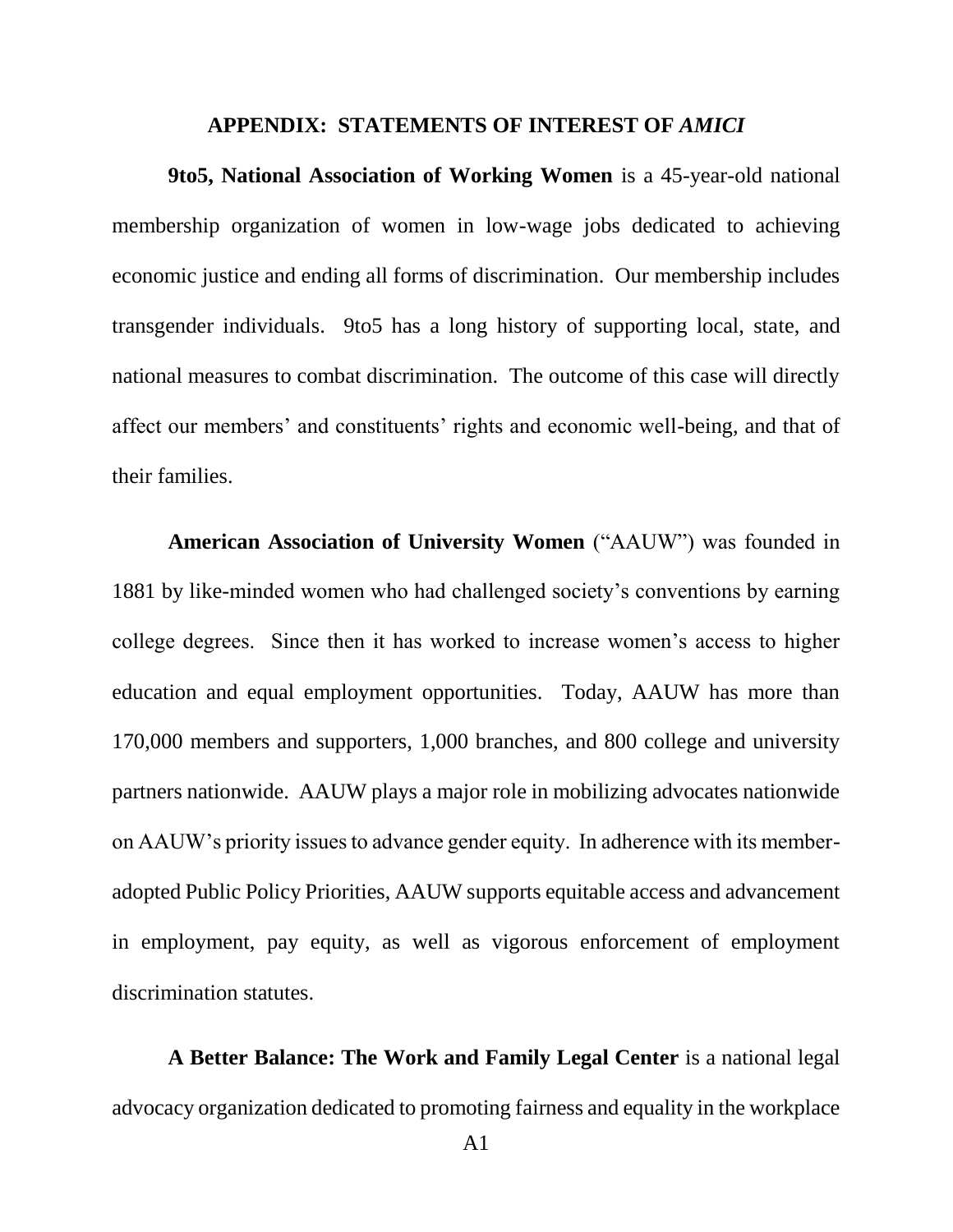## APPENDIX: STATEMENTS OF INTEREST OF *AMICI*

**9to5, National Association of Working Women** is a 45-year-old national membership organization of women in low-wage jobs dedicated to achieving economic justice and ending all forms of discrimination. Our membership includes transgender individuals. 9to5 has a long history of supporting local, state, and national measures to combat discrimination. The outcome of this case will directly affect our members' and constituents' rights and economic well-being, and that of their families.

**American Association of University Women** ("AAUW") was founded in 1881 by like-minded women who had challenged society's conventions by earning college degrees. Since then it has worked to increase women's access to higher education and equal employment opportunities. Today, AAUW has more than 170,000 members and supporters, 1,000 branches, and 800 college and university partners nationwide. AAUW plays a major role in mobilizing advocates nationwide on AAUW's priority issues to advance gender equity. In adherence with its member-adopted Public Policy Priorities, AAUW supports equitable access and advancement in employment, pay equity, as well as vigorous enforcement of employment discrimination statutes.

**A Better Balance: The Work and Family Legal Center** is a national legal advocacy organization dedicated to promoting fairness and equality in the workplace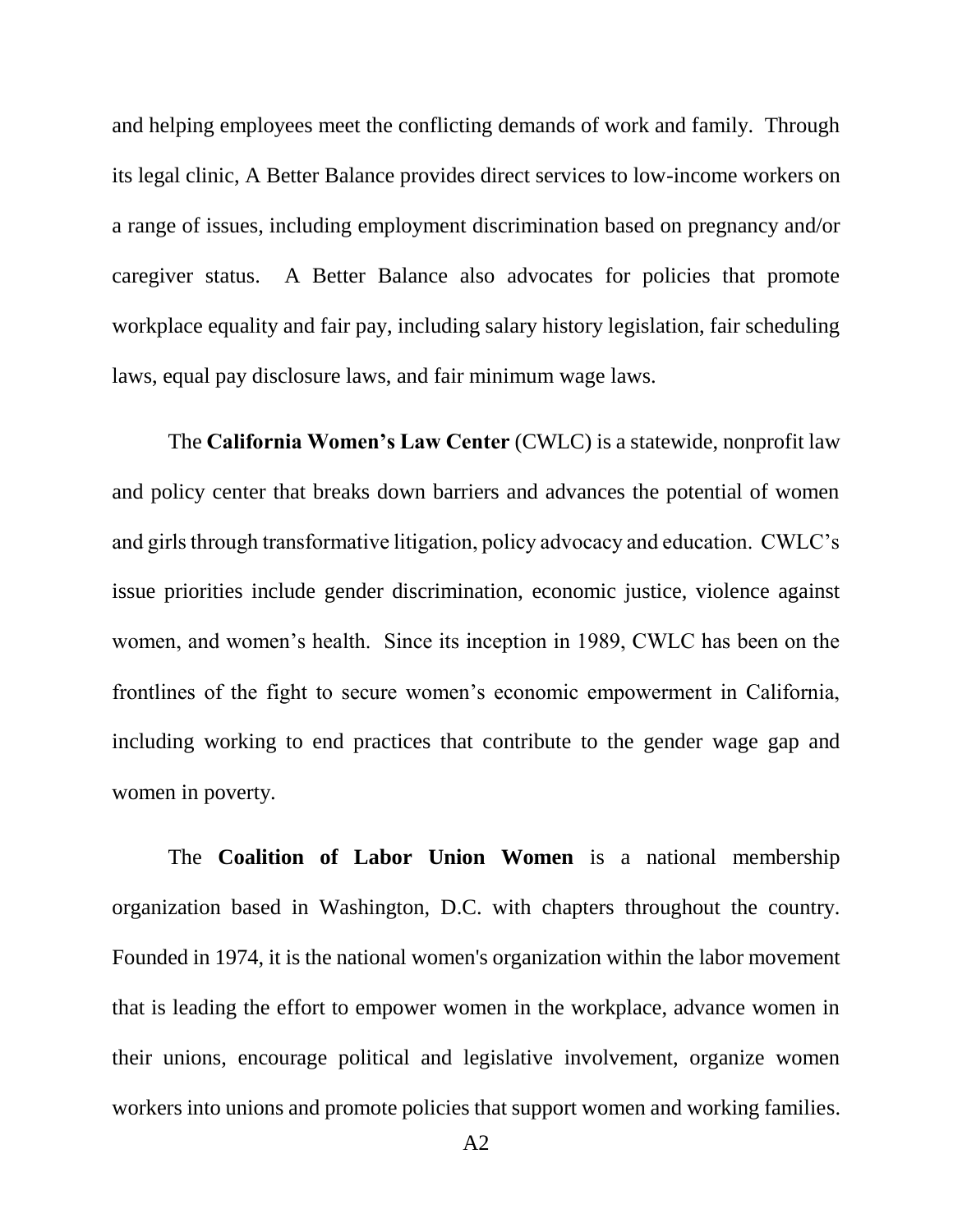and helping employees meet the conflicting demands of work and family. Through its legal clinic, A Better Balance provides direct services to low-income workers on a range of issues, including employment discrimination based on pregnancy and/or caregiver status. A Better Balance also advocates for policies that promote workplace equality and fair pay, including salary history legislation, fair scheduling laws, equal pay disclosure laws, and fair minimum wage laws.

The **California Women's Law Center** (CWLC) is a statewide, nonprofit law and policy center that breaks down barriers and advances the potential of women and girls through transformative litigation, policy advocacy and education. CWLC's issue priorities include gender discrimination, economic justice, violence against women, and women's health. Since its inception in 1989, CWLC has been on the frontlines of the fight to secure women's economic empowerment in California, including working to end practices that contribute to the gender wage gap and women in poverty.

The **Coalition of Labor Union Women** is a national membership organization based in Washington, D.C. with chapters throughout the country. Founded in 1974, it is the national women's organization within the labor movement that is leading the effort to empower women in the workplace, advance women in their unions, encourage political and legislative involvement, organize women workers into unions and promote policies that support women and working families.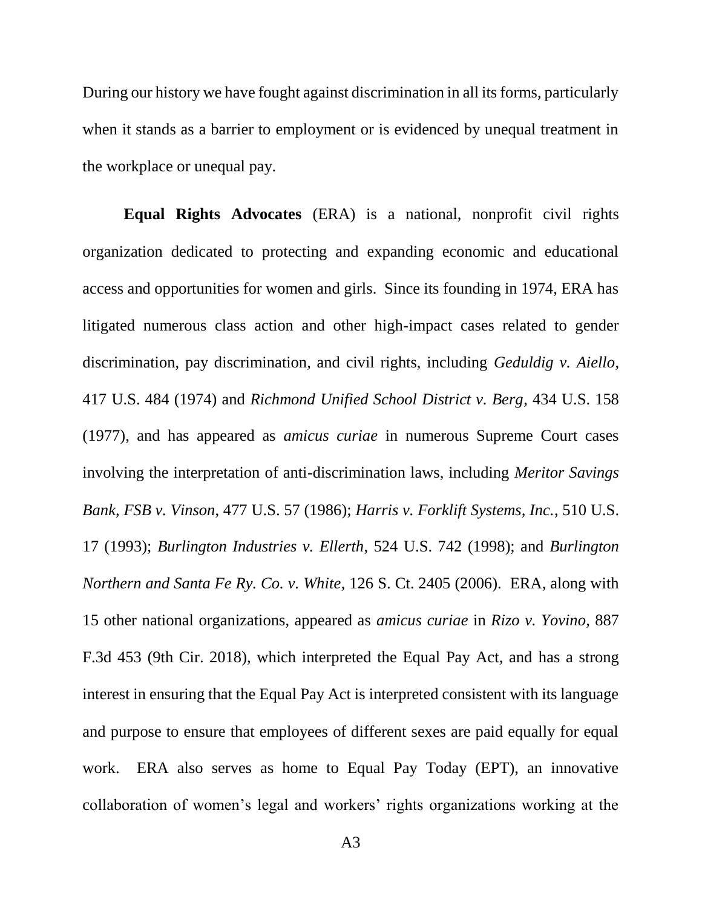During our history we have fought against discrimination in all its forms, particularly when it stands as a barrier to employment or is evidenced by unequal treatment in the workplace or unequal pay.

**Equal Rights Advocates** (ERA) is a national, nonprofit civil rights organization dedicated to protecting and expanding economic and educational access and opportunities for women and girls. Since its founding in 1974, ERA has litigated numerous class action and other high-impact cases related to gender discrimination, pay discrimination, and civil rights, including *Geduldig v. Aiello*, 417 U.S. 484 (1974) and *Richmond Unified School District v. Berg*, 434 U.S. 158 (1977), and has appeared as *amicus curiae* in numerous Supreme Court cases involving the interpretation of anti-discrimination laws, including *Meritor Savings Bank, FSB v. Vinson*, 477 U.S. 57 (1986); *Harris v. Forklift Systems, Inc.*, 510 U.S. 17 (1993); *Burlington Industries v. Ellerth*, 524 U.S. 742 (1998); and *Burlington Northern and Santa Fe Ry. Co. v. White*, 126 S. Ct. 2405 (2006). ERA, along with 15 other national organizations, appeared as *amicus curiae* in *Rizo v. Yovino*, 887 F.3d 453 (9th Cir. 2018), which interpreted the Equal Pay Act, and has a strong interest in ensuring that the Equal Pay Act is interpreted consistent with its language and purpose to ensure that employees of different sexes are paid equally for equal work. ERA also serves as home to Equal Pay Today (EPT), an innovative collaboration of women's legal and workers' rights organizations working at the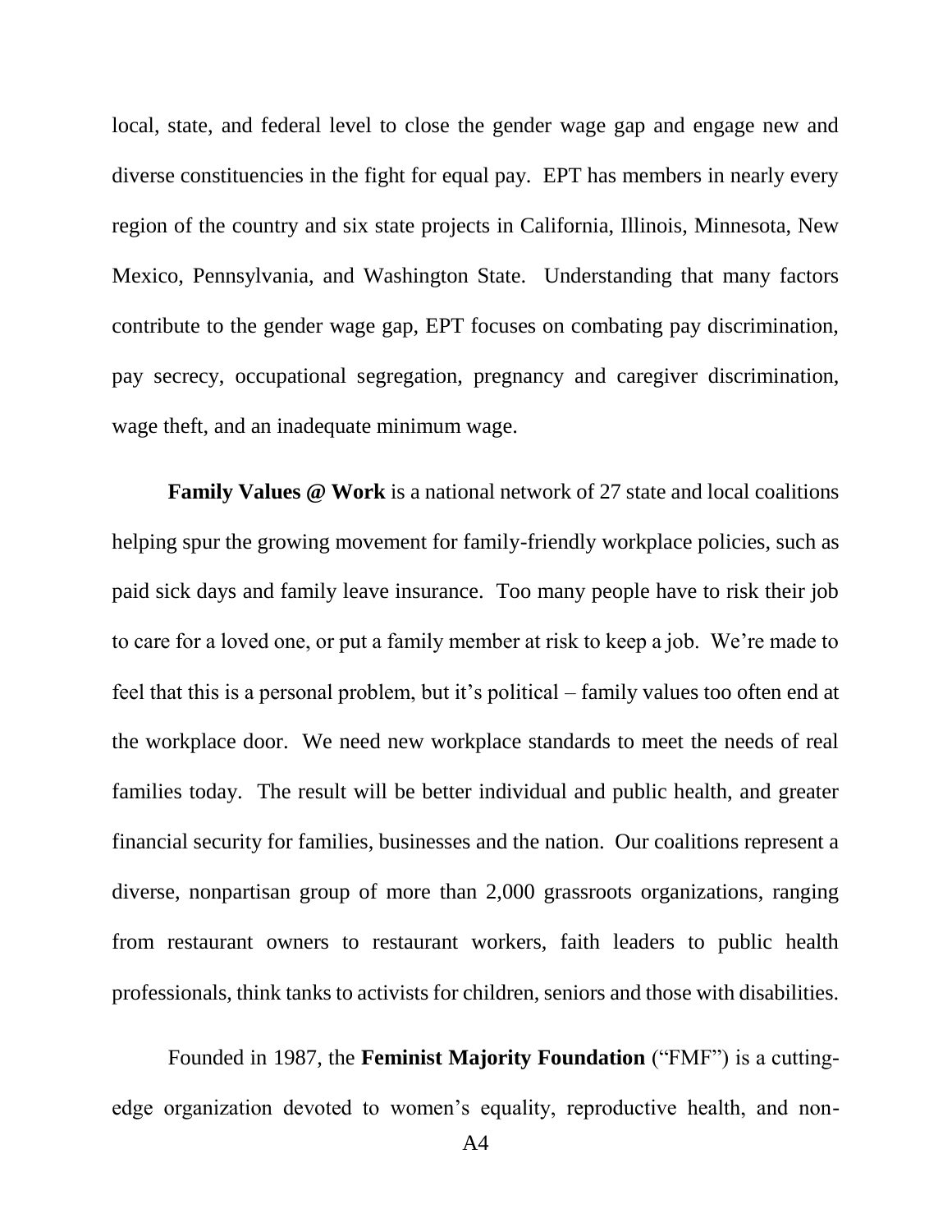local, state, and federal level to close the gender wage gap and engage new and diverse constituencies in the fight for equal pay. EPT has members in nearly every region of the country and six state projects in California, Illinois, Minnesota, New Mexico, Pennsylvania, and Washington State. Understanding that many factors contribute to the gender wage gap, EPT focuses on combating pay discrimination, pay secrecy, occupational segregation, pregnancy and caregiver discrimination, wage theft, and an inadequate minimum wage.

**Family Values @ Work** is a national network of 27 state and local coalitions helping spur the growing movement for family-friendly workplace policies, such as paid sick days and family leave insurance. Too many people have to risk their job to care for a loved one, or put a family member at risk to keep a job. We're made to feel that this is a personal problem, but it's political – family values too often end at the workplace door. We need new workplace standards to meet the needs of real families today. The result will be better individual and public health, and greater financial security for families, businesses and the nation. Our coalitions represent a diverse, nonpartisan group of more than 2,000 grassroots organizations, ranging from restaurant owners to restaurant workers, faith leaders to public health professionals, think tanks to activists for children, seniors and those with disabilities.

Founded in 1987, the **Feminist Majority Foundation** ("FMF") is a cutting-edge organization devoted to women's equality, reproductive health, and non-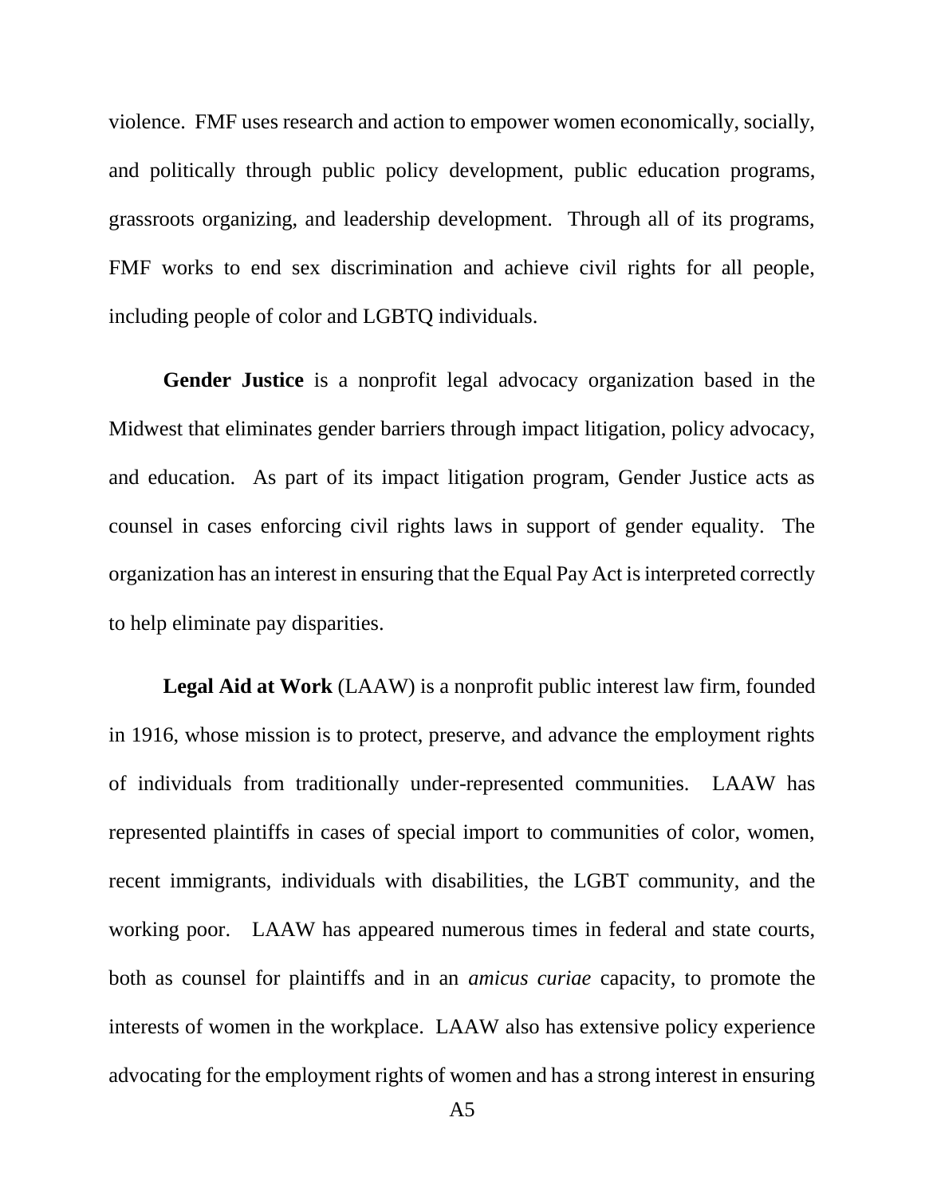violence. FMF uses research and action to empower women economically, socially, and politically through public policy development, public education programs, grassroots organizing, and leadership development. Through all of its programs, FMF works to end sex discrimination and achieve civil rights for all people, including people of color and LGBTQ individuals.

**Gender Justice** is a nonprofit legal advocacy organization based in the Midwest that eliminates gender barriers through impact litigation, policy advocacy, and education. As part of its impact litigation program, Gender Justice acts as counsel in cases enforcing civil rights laws in support of gender equality. The organization has an interest in ensuring that the Equal Pay Act is interpreted correctly to help eliminate pay disparities.

**Legal Aid at Work** (LAAW) is a nonprofit public interest law firm, founded in 1916, whose mission is to protect, preserve, and advance the employment rights of individuals from traditionally under-represented communities. LAAW has represented plaintiffs in cases of special import to communities of color, women, recent immigrants, individuals with disabilities, the LGBT community, and the working poor. LAAW has appeared numerous times in federal and state courts, both as counsel for plaintiffs and in an *amicus curiae* capacity, to promote the interests of women in the workplace. LAAW also has extensive policy experience advocating for the employment rights of women and has a strong interest in ensuring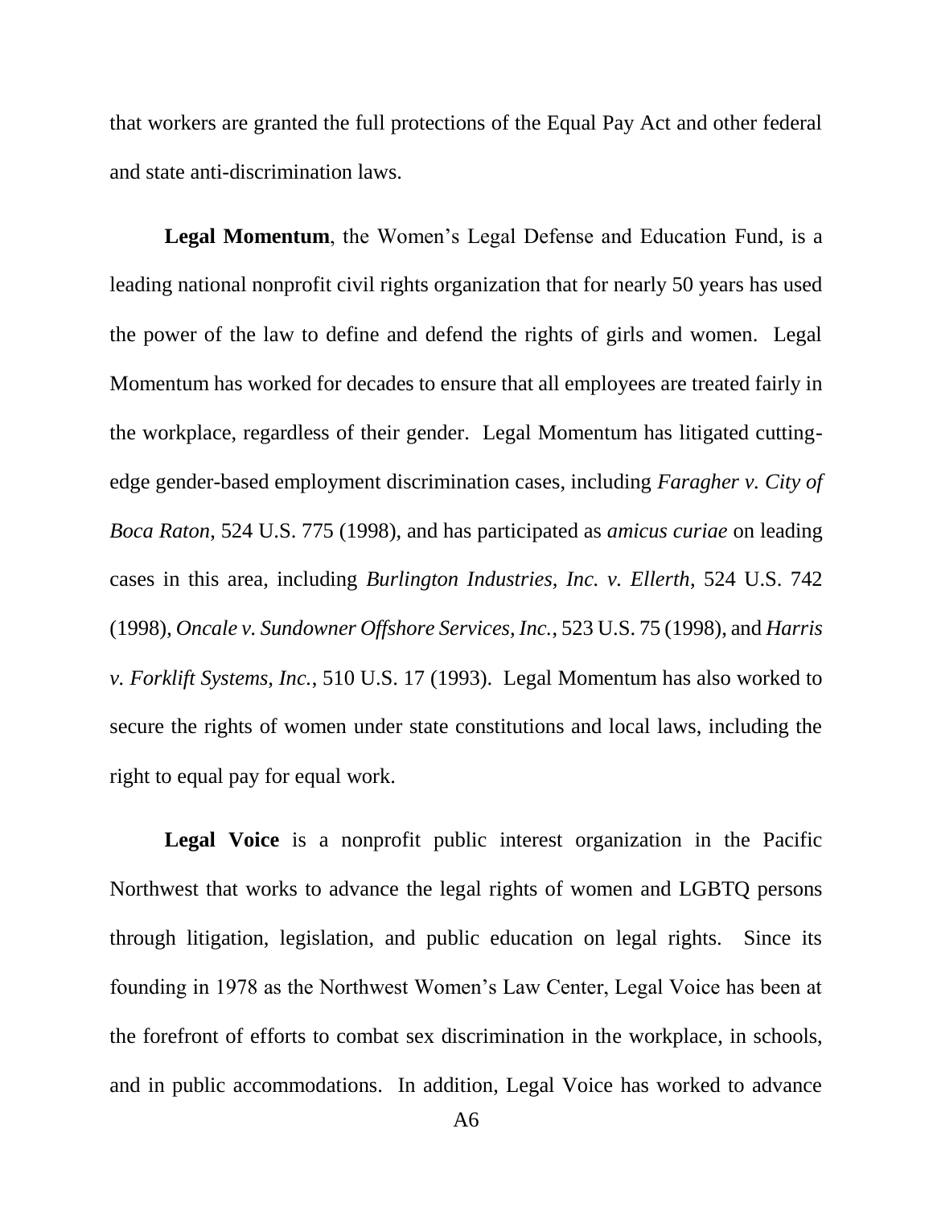that workers are granted the full protections of the Equal Pay Act and other federal and state anti-discrimination laws.

**Legal Momentum**, the Women's Legal Defense and Education Fund, is a leading national nonprofit civil rights organization that for nearly 50 years has used the power of the law to define and defend the rights of girls and women. Legal Momentum has worked for decades to ensure that all employees are treated fairly in the workplace, regardless of their gender. Legal Momentum has litigated cutting-edge gender-based employment discrimination cases, including *Faragher v. City of Boca Raton*, 524 U.S. 775 (1998), and has participated as *amicus curiae* on leading cases in this area, including *Burlington Industries, Inc. v. Ellerth*, 524 U.S. 742 (1998), *Oncale v. Sundowner Offshore Services, Inc.*, 523 U.S. 75 (1998), and *Harris v. Forklift Systems, Inc.*, 510 U.S. 17 (1993). Legal Momentum has also worked to secure the rights of women under state constitutions and local laws, including the right to equal pay for equal work.

**Legal Voice** is a nonprofit public interest organization in the Pacific Northwest that works to advance the legal rights of women and LGBTQ persons through litigation, legislation, and public education on legal rights. Since its founding in 1978 as the Northwest Women's Law Center, Legal Voice has been at the forefront of efforts to combat sex discrimination in the workplace, in schools, and in public accommodations. In addition, Legal Voice has worked to advance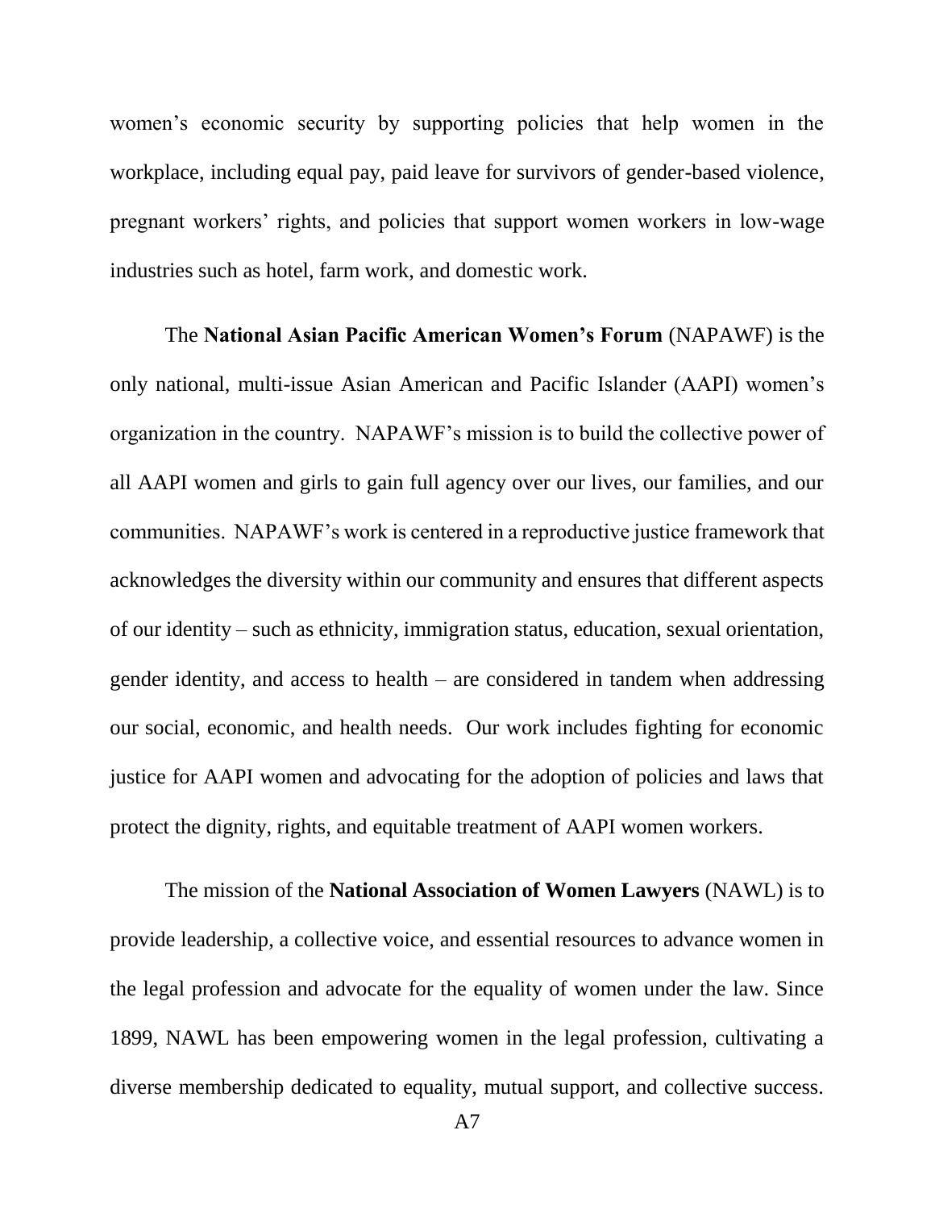women's economic security by supporting policies that help women in the workplace, including equal pay, paid leave for survivors of gender-based violence, pregnant workers' rights, and policies that support women workers in low-wage industries such as hotel, farm work, and domestic work.

The **National Asian Pacific American Women's Forum** (NAPAWF) is the only national, multi-issue Asian American and Pacific Islander (AAPI) women's organization in the country. NAPAWF's mission is to build the collective power of all AAPI women and girls to gain full agency over our lives, our families, and our communities. NAPAWF's work is centered in a reproductive justice framework that acknowledges the diversity within our community and ensures that different aspects of our identity – such as ethnicity, immigration status, education, sexual orientation, gender identity, and access to health – are considered in tandem when addressing our social, economic, and health needs. Our work includes fighting for economic justice for AAPI women and advocating for the adoption of policies and laws that protect the dignity, rights, and equitable treatment of AAPI women workers.

The mission of the **National Association of Women Lawyers** (NAWL) is to provide leadership, a collective voice, and essential resources to advance women in the legal profession and advocate for the equality of women under the law. Since 1899, NAWL has been empowering women in the legal profession, cultivating a diverse membership dedicated to equality, mutual support, and collective success.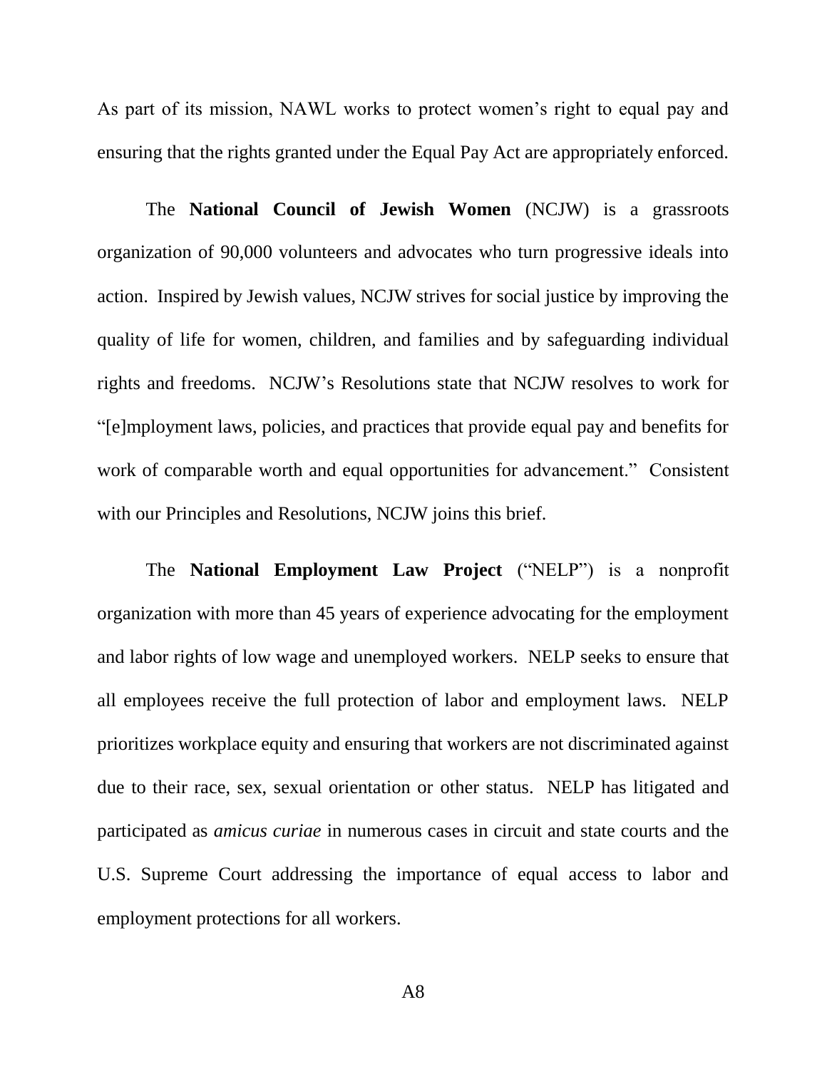As part of its mission, NAWL works to protect women's right to equal pay and ensuring that the rights granted under the Equal Pay Act are appropriately enforced.

The **National Council of Jewish Women** (NCJW) is a grassroots organization of 90,000 volunteers and advocates who turn progressive ideals into action. Inspired by Jewish values, NCJW strives for social justice by improving the quality of life for women, children, and families and by safeguarding individual rights and freedoms. NCJW's Resolutions state that NCJW resolves to work for "[e]mployment laws, policies, and practices that provide equal pay and benefits for work of comparable worth and equal opportunities for advancement." Consistent with our Principles and Resolutions, NCJW joins this brief.

The **National Employment Law Project** ("NELP") is a nonprofit organization with more than 45 years of experience advocating for the employment and labor rights of low wage and unemployed workers. NELP seeks to ensure that all employees receive the full protection of labor and employment laws. NELP prioritizes workplace equity and ensuring that workers are not discriminated against due to their race, sex, sexual orientation or other status. NELP has litigated and participated as *amicus curiae* in numerous cases in circuit and state courts and the U.S. Supreme Court addressing the importance of equal access to labor and employment protections for all workers.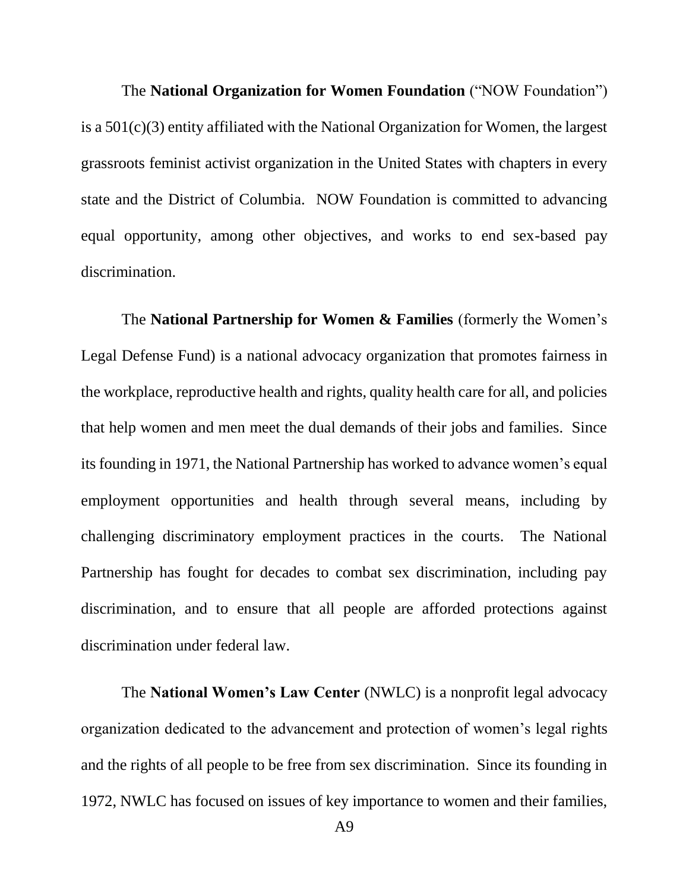The **National Organization for Women Foundation** ("NOW Foundation") is a 501(c)(3) entity affiliated with the National Organization for Women, the largest grassroots feminist activist organization in the United States with chapters in every state and the District of Columbia. NOW Foundation is committed to advancing equal opportunity, among other objectives, and works to end sex-based pay discrimination.

The **National Partnership for Women & Families** (formerly the Women's Legal Defense Fund) is a national advocacy organization that promotes fairness in the workplace, reproductive health and rights, quality health care for all, and policies that help women and men meet the dual demands of their jobs and families. Since its founding in 1971, the National Partnership has worked to advance women's equal employment opportunities and health through several means, including by challenging discriminatory employment practices in the courts. The National Partnership has fought for decades to combat sex discrimination, including pay discrimination, and to ensure that all people are afforded protections against discrimination under federal law.

The **National Women's Law Center** (NWLC) is a nonprofit legal advocacy organization dedicated to the advancement and protection of women's legal rights and the rights of all people to be free from sex discrimination. Since its founding in 1972, NWLC has focused on issues of key importance to women and their families,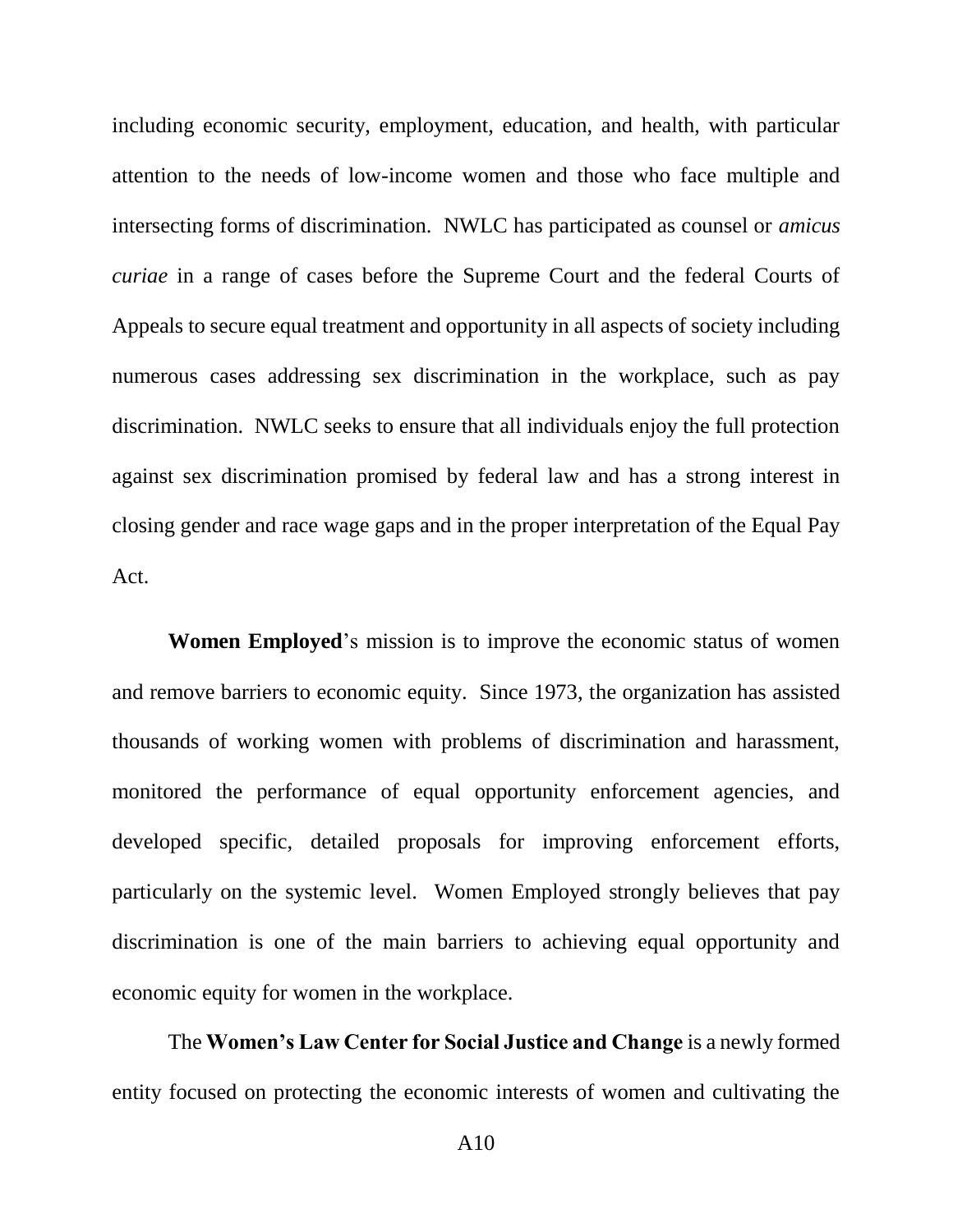including economic security, employment, education, and health, with particular attention to the needs of low-income women and those who face multiple and intersecting forms of discrimination. NWLC has participated as counsel or *amicus curiae* in a range of cases before the Supreme Court and the federal Courts of Appeals to secure equal treatment and opportunity in all aspects of society including numerous cases addressing sex discrimination in the workplace, such as pay discrimination. NWLC seeks to ensure that all individuals enjoy the full protection against sex discrimination promised by federal law and has a strong interest in closing gender and race wage gaps and in the proper interpretation of the Equal Pay Act.

**Women Employed**'s mission is to improve the economic status of women and remove barriers to economic equity. Since 1973, the organization has assisted thousands of working women with problems of discrimination and harassment, monitored the performance of equal opportunity enforcement agencies, and developed specific, detailed proposals for improving enforcement efforts, particularly on the systemic level. Women Employed strongly believes that pay discrimination is one of the main barriers to achieving equal opportunity and economic equity for women in the workplace.

The **Women's Law Center for Social Justice and Change** is a newly formed entity focused on protecting the economic interests of women and cultivating the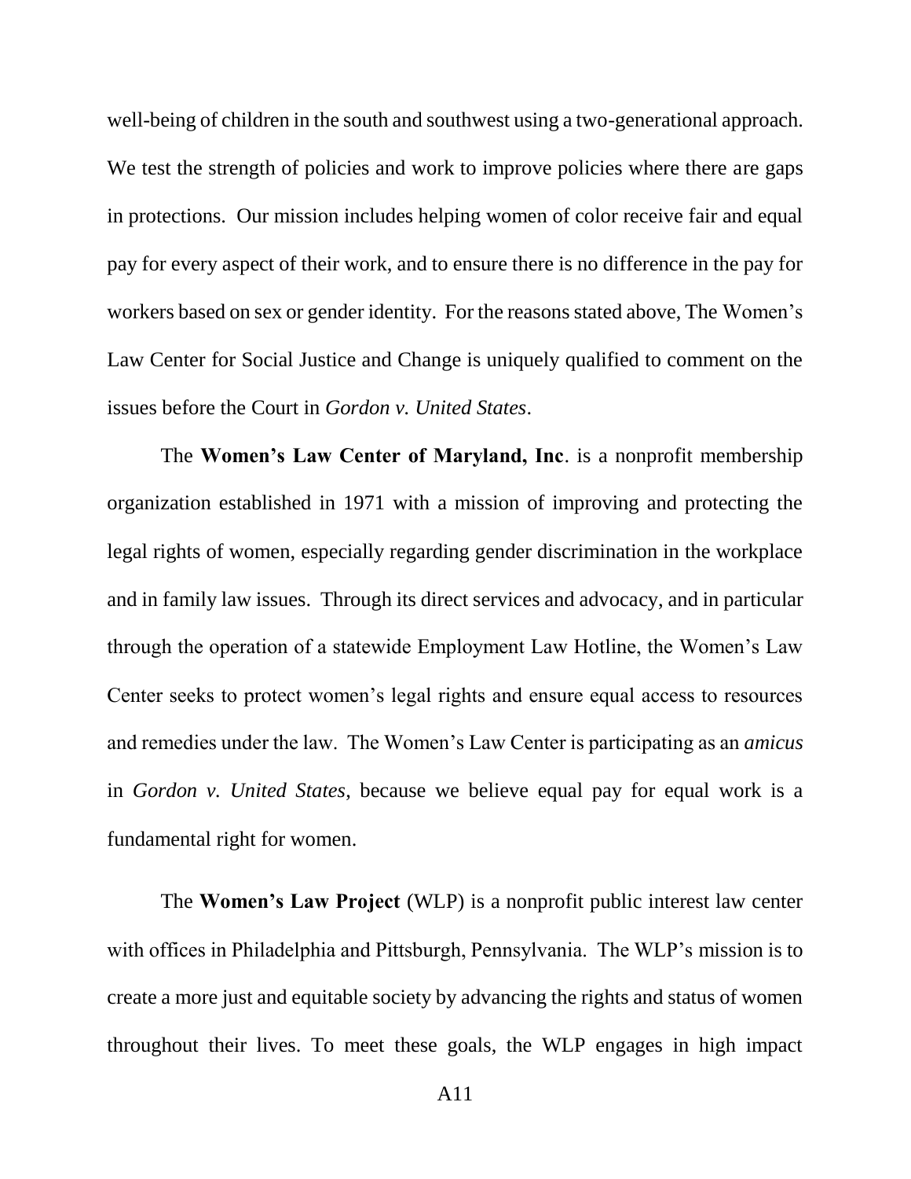well-being of children in the south and southwest using a two-generational approach. We test the strength of policies and work to improve policies where there are gaps in protections. Our mission includes helping women of color receive fair and equal pay for every aspect of their work, and to ensure there is no difference in the pay for workers based on sex or gender identity. For the reasons stated above, The Women's Law Center for Social Justice and Change is uniquely qualified to comment on the issues before the Court in *Gordon v. United States*.

The **Women's Law Center of Maryland, Inc**. is a nonprofit membership organization established in 1971 with a mission of improving and protecting the legal rights of women, especially regarding gender discrimination in the workplace and in family law issues. Through its direct services and advocacy, and in particular through the operation of a statewide Employment Law Hotline, the Women's Law Center seeks to protect women's legal rights and ensure equal access to resources and remedies under the law. The Women's Law Center is participating as an *amicus* in *Gordon v. United States*, because we believe equal pay for equal work is a fundamental right for women.

The **Women's Law Project** (WLP) is a nonprofit public interest law center with offices in Philadelphia and Pittsburgh, Pennsylvania. The WLP's mission is to create a more just and equitable society by advancing the rights and status of women throughout their lives. To meet these goals, the WLP engages in high impact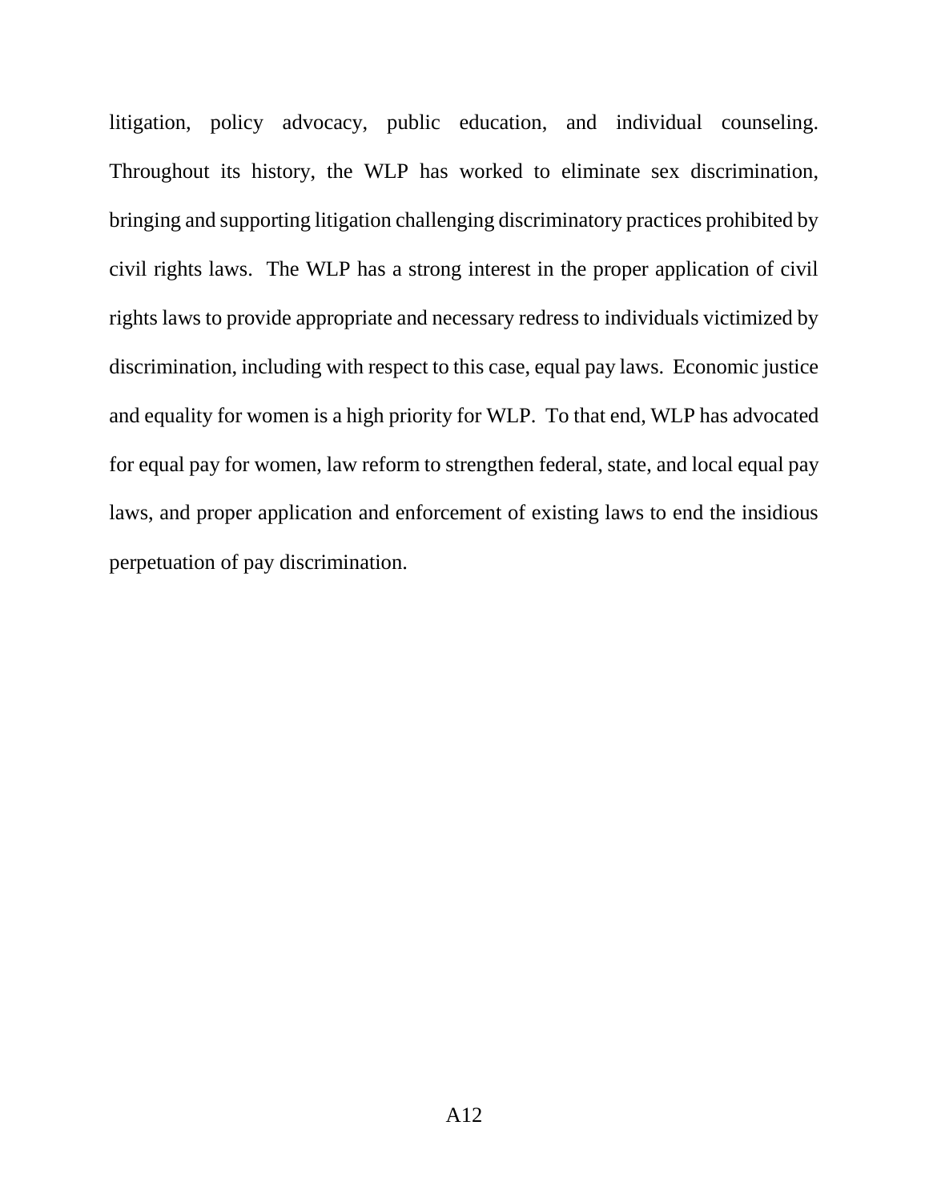litigation, policy advocacy, public education, and individual counseling. Throughout its history, the WLP has worked to eliminate sex discrimination, bringing and supporting litigation challenging discriminatory practices prohibited by civil rights laws. The WLP has a strong interest in the proper application of civil rights laws to provide appropriate and necessary redress to individuals victimized by discrimination, including with respect to this case, equal pay laws. Economic justice and equality for women is a high priority for WLP. To that end, WLP has advocated for equal pay for women, law reform to strengthen federal, state, and local equal pay laws, and proper application and enforcement of existing laws to end the insidious perpetuation of pay discrimination.